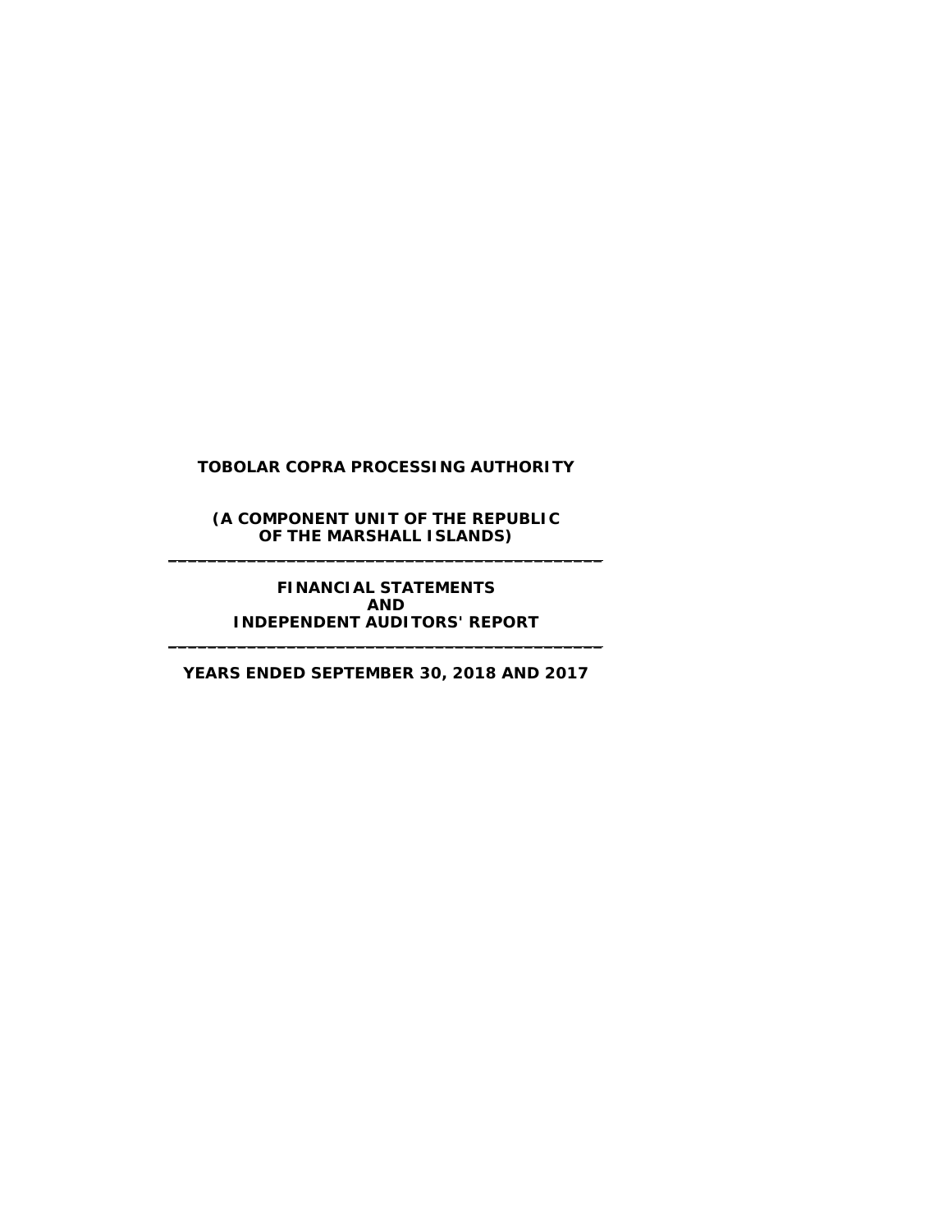# TOBOLAR COPRA PROCESSING AUTHORITY

**(A COMPONENT UNIT OF THE REPUBLIC OF THE MARSHALL ISLANDS)**

---

**FINANCIAL STATEMENTS AND INDEPENDENT AUDITORS' REPORT**

---

**YEARS ENDED SEPTEMBER 30, 2018 AND 2017**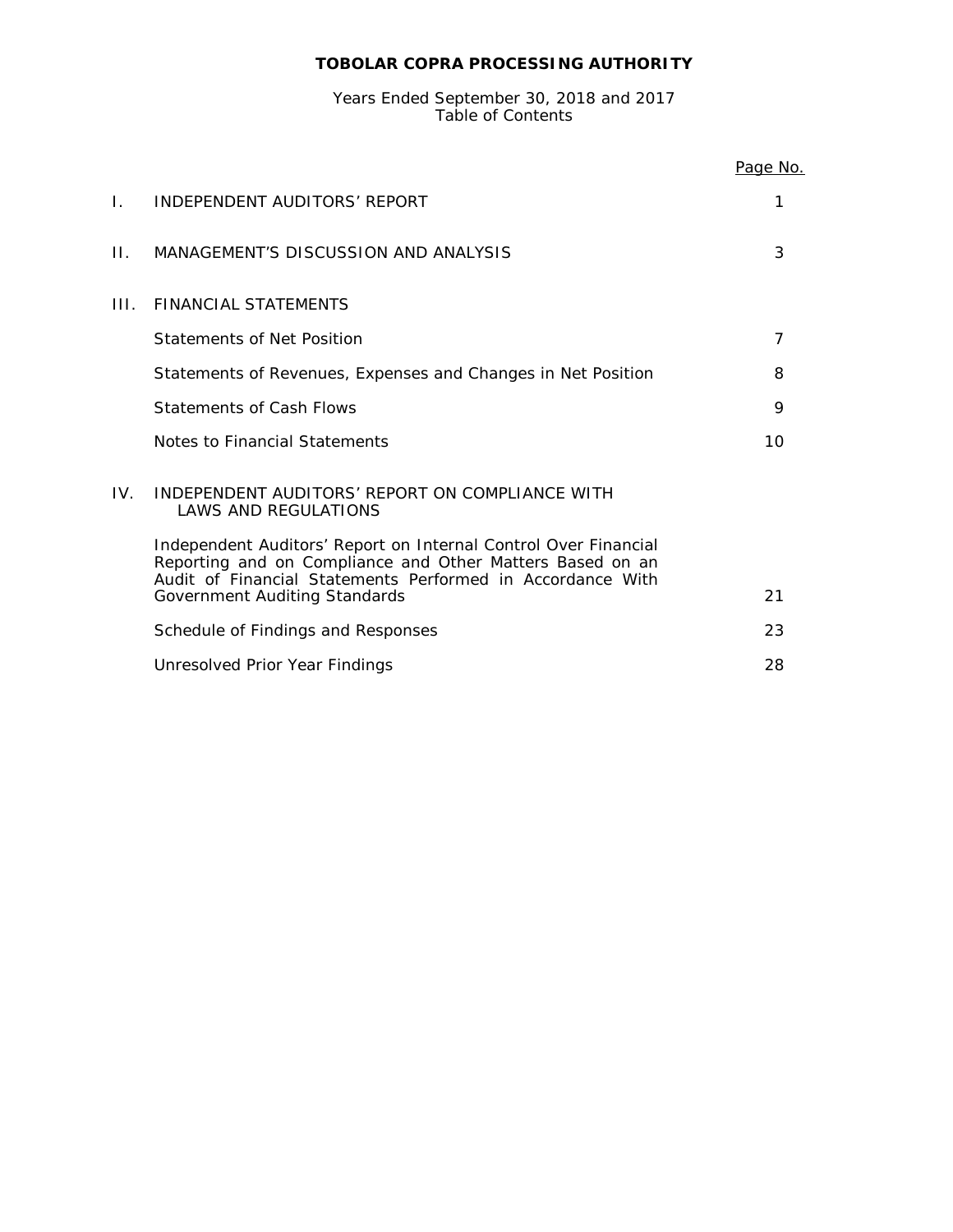# TOBOLAR COPRA PROCESSING AUTHORITY

Years Ended September 30, 2018 and 2017
Table of Contents

| | | Page No. |
|---|---|---|
| I. | INDEPENDENT AUDITORS' REPORT | 1 |
| II. | MANAGEMENT'S DISCUSSION AND ANALYSIS | 3 |
| III. | FINANCIAL STATEMENTS | |
| | Statements of Net Position | 7 |
| | Statements of Revenues, Expenses and Changes in Net Position | 8 |
| | Statements of Cash Flows | 9 |
| | Notes to Financial Statements | 10 |
| IV. | INDEPENDENT AUDITORS' REPORT ON COMPLIANCE WITH LAWS AND REGULATIONS | |
| | Independent Auditors' Report on Internal Control Over Financial Reporting and on Compliance and Other Matters Based on an Audit of Financial Statements Performed in Accordance With Government Auditing Standards | 21 |
| | Schedule of Findings and Responses | 23 |
| | Unresolved Prior Year Findings | 28 |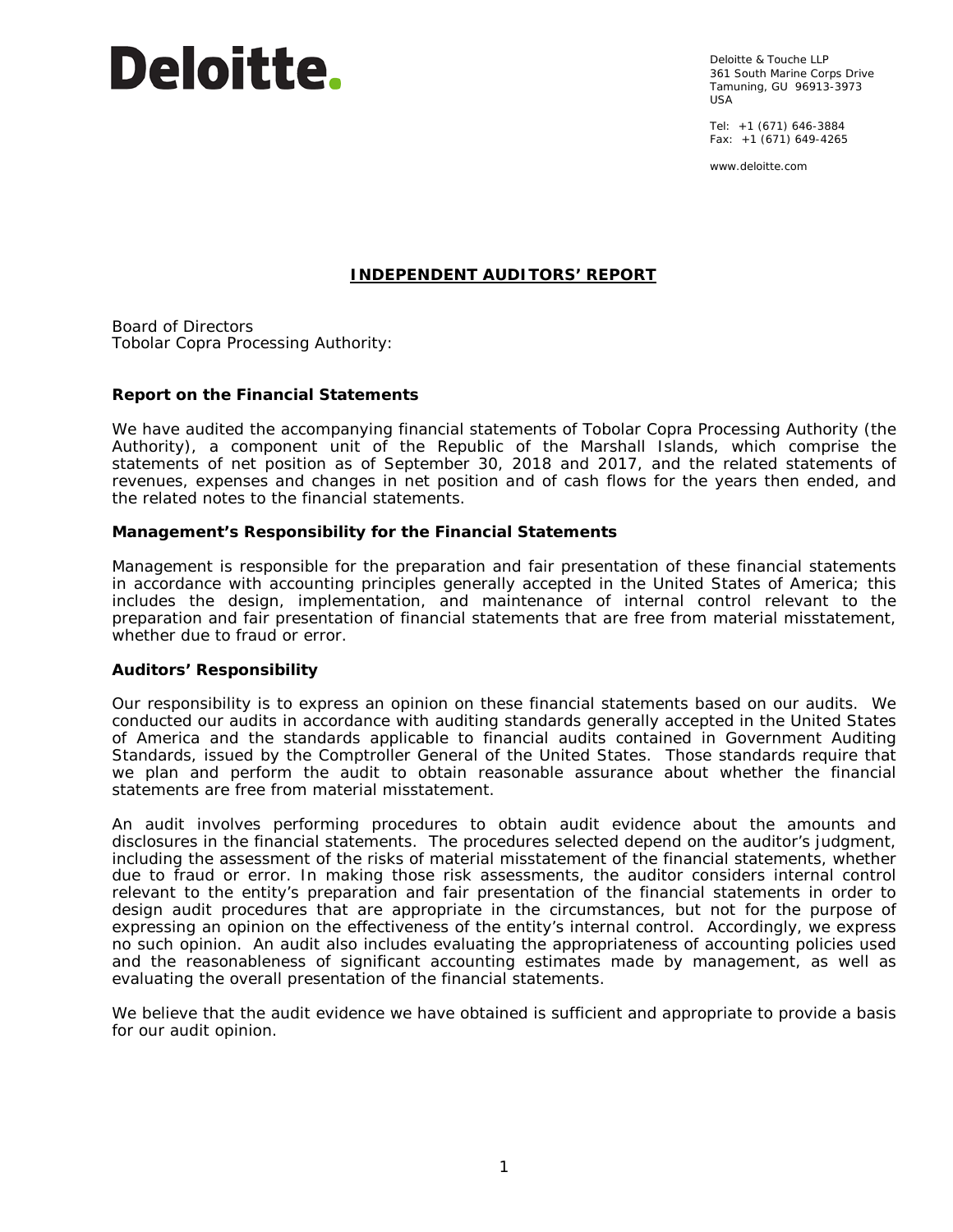Deloitte.

Deloitte & Touche LLP
361 South Marine Corps Drive
Tamuning, GU 96913-3973
USA

Tel: +1 (671) 646-3884
Fax: +1 (671) 649-4265

www.deloitte.com

## INDEPENDENT AUDITORS' REPORT

Board of Directors
Tobolar Copra Processing Authority:

### Report on the Financial Statements

We have audited the accompanying financial statements of Tobolar Copra Processing Authority (the Authority), a component unit of the Republic of the Marshall Islands, which comprise the statements of net position as of September 30, 2018 and 2017, and the related statements of revenues, expenses and changes in net position and of cash flows for the years then ended, and the related notes to the financial statements.

### Management's Responsibility for the Financial Statements

Management is responsible for the preparation and fair presentation of these financial statements in accordance with accounting principles generally accepted in the United States of America; this includes the design, implementation, and maintenance of internal control relevant to the preparation and fair presentation of financial statements that are free from material misstatement, whether due to fraud or error.

### Auditors' Responsibility

Our responsibility is to express an opinion on these financial statements based on our audits. We conducted our audits in accordance with auditing standards generally accepted in the United States of America and the standards applicable to financial audits contained in Government Auditing Standards, issued by the Comptroller General of the United States. Those standards require that we plan and perform the audit to obtain reasonable assurance about whether the financial statements are free from material misstatement.

An audit involves performing procedures to obtain audit evidence about the amounts and disclosures in the financial statements. The procedures selected depend on the auditor's judgment, including the assessment of the risks of material misstatement of the financial statements, whether due to fraud or error. In making those risk assessments, the auditor considers internal control relevant to the entity's preparation and fair presentation of the financial statements in order to design audit procedures that are appropriate in the circumstances, but not for the purpose of expressing an opinion on the effectiveness of the entity's internal control. Accordingly, we express no such opinion. An audit also includes evaluating the appropriateness of accounting policies used and the reasonableness of significant accounting estimates made by management, as well as evaluating the overall presentation of the financial statements.

We believe that the audit evidence we have obtained is sufficient and appropriate to provide a basis for our audit opinion.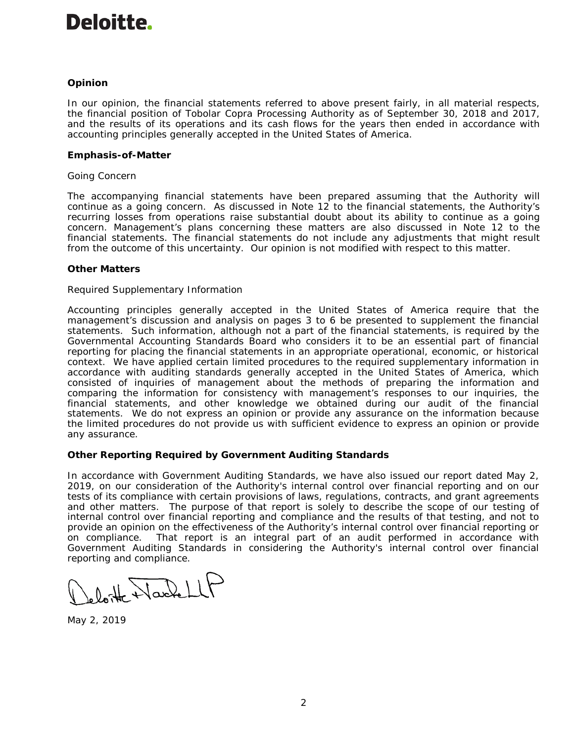**Deloitte.**

**Opinion**

In our opinion, the financial statements referred to above present fairly, in all material respects, the financial position of Tobolar Copra Processing Authority as of September 30, 2018 and 2017, and the results of its operations and its cash flows for the years then ended in accordance with accounting principles generally accepted in the United States of America.

**Emphasis-of-Matter**

Going Concern

The accompanying financial statements have been prepared assuming that the Authority will continue as a going concern. As discussed in Note 12 to the financial statements, the Authority's recurring losses from operations raise substantial doubt about its ability to continue as a going concern. Management's plans concerning these matters are also discussed in Note 12 to the financial statements. The financial statements do not include any adjustments that might result from the outcome of this uncertainty. Our opinion is not modified with respect to this matter.

**Other Matters**

Required Supplementary Information

Accounting principles generally accepted in the United States of America require that the management's discussion and analysis on pages 3 to 6 be presented to supplement the financial statements. Such information, although not a part of the financial statements, is required by the Governmental Accounting Standards Board who considers it to be an essential part of financial reporting for placing the financial statements in an appropriate operational, economic, or historical context. We have applied certain limited procedures to the required supplementary information in accordance with auditing standards generally accepted in the United States of America, which consisted of inquiries of management about the methods of preparing the information and comparing the information for consistency with management's responses to our inquiries, the financial statements, and other knowledge we obtained during our audit of the financial statements. We do not express an opinion or provide any assurance on the information because the limited procedures do not provide us with sufficient evidence to express an opinion or provide any assurance.

**Other Reporting Required by Government Auditing Standards**

In accordance with Government Auditing Standards, we have also issued our report dated May 2, 2019, on our consideration of the Authority's internal control over financial reporting and on our tests of its compliance with certain provisions of laws, regulations, contracts, and grant agreements and other matters. The purpose of that report is solely to describe the scope of our testing of internal control over financial reporting and compliance and the results of that testing, and not to provide an opinion on the effectiveness of the Authority's internal control over financial reporting or on compliance. That report is an integral part of an audit performed in accordance with Government Auditing Standards in considering the Authority's internal control over financial reporting and compliance.

Deloitte & Touche LLP

May 2, 2019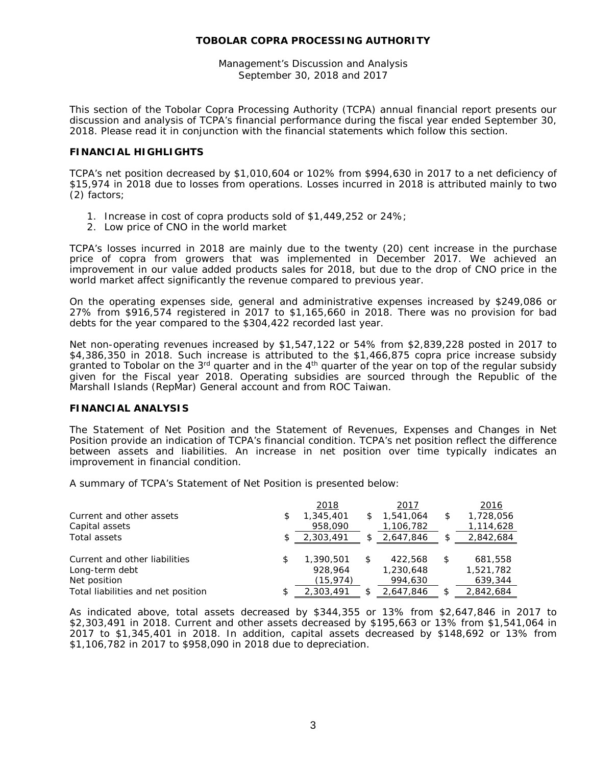# TOBOLAR COPRA PROCESSING AUTHORITY

Management's Discussion and Analysis
September 30, 2018 and 2017

This section of the Tobolar Copra Processing Authority (TCPA) annual financial report presents our discussion and analysis of TCPA's financial performance during the fiscal year ended September 30, 2018. Please read it in conjunction with the financial statements which follow this section.

## FINANCIAL HIGHLIGHTS

TCPA's net position decreased by $1,010,604 or 102% from $994,630 in 2017 to a net deficiency of $15,974 in 2018 due to losses from operations. Losses incurred in 2018 is attributed mainly to two (2) factors;

1. Increase in cost of copra products sold of $1,449,252 or 24%;
2. Low price of CNO in the world market

TCPA's losses incurred in 2018 are mainly due to the twenty (20) cent increase in the purchase price of copra from growers that was implemented in December 2017. We achieved an improvement in our value added products sales for 2018, but due to the drop of CNO price in the world market affect significantly the revenue compared to previous year.

On the operating expenses side, general and administrative expenses increased by $249,086 or 27% from $916,574 registered in 2017 to $1,165,660 in 2018. There was no provision for bad debts for the year compared to the $304,422 recorded last year.

Net non-operating revenues increased by $1,547,122 or 54% from $2,839,228 posted in 2017 to $4,386,350 in 2018. Such increase is attributed to the $1,466,875 copra price increase subsidy granted to Tobolar on the 3rd quarter and in the 4th quarter of the year on top of the regular subsidy given for the Fiscal year 2018. Operating subsidies are sourced through the Republic of the Marshall Islands (RepMar) General account and from ROC Taiwan.

## FINANCIAL ANALYSIS

The Statement of Net Position and the Statement of Revenues, Expenses and Changes in Net Position provide an indication of TCPA's financial condition. TCPA's net position reflect the difference between assets and liabilities. An increase in net position over time typically indicates an improvement in financial condition.

A summary of TCPA's Statement of Net Position is presented below:

| | 2018 | 2017 | 2016 |
|---|---|---|---|
| Current and other assets | $ 1,345,401 | $ 1,541,064 | $ 1,728,056 |
| Capital assets | 958,090 | 1,106,782 | 1,114,628 |
| Total assets | $ 2,303,491 | $ 2,647,846 | $ 2,842,684 |
| | | | |
| Current and other liabilities | $ 1,390,501 | $ 422,568 | $ 681,558 |
| Long-term debt | 928,964 | 1,230,648 | 1,521,782 |
| Net position | (15,974) | 994,630 | 639,344 |
| Total liabilities and net position | $ 2,303,491 | $ 2,647,846 | $ 2,842,684 |

As indicated above, total assets decreased by $344,355 or 13% from $2,647,846 in 2017 to $2,303,491 in 2018. Current and other assets decreased by $195,663 or 13% from $1,541,064 in 2017 to $1,345,401 in 2018. In addition, capital assets decreased by $148,692 or 13% from $1,106,782 in 2017 to $958,090 in 2018 due to depreciation.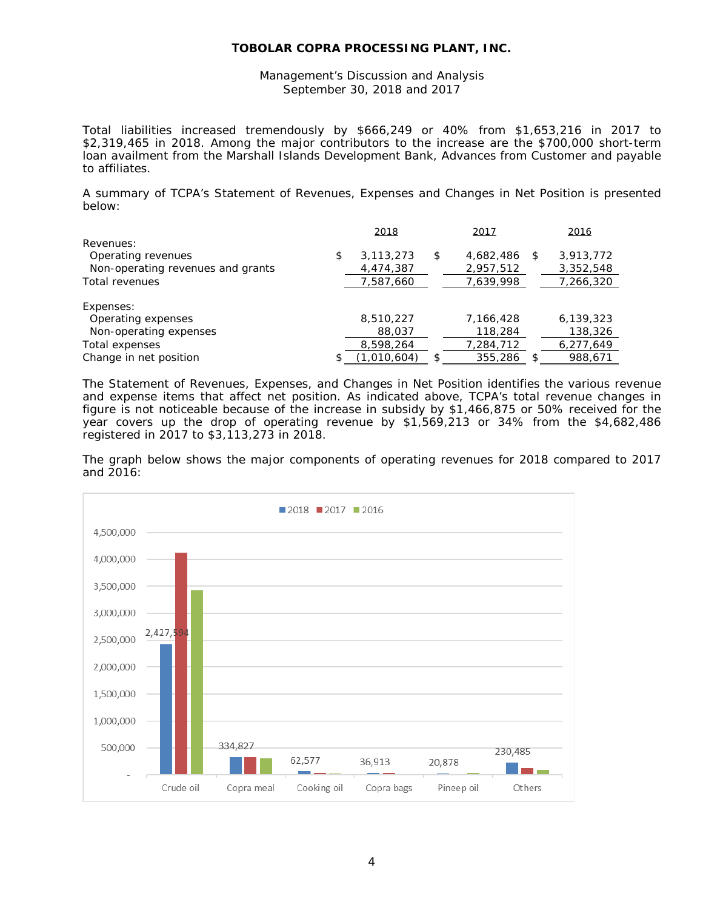# TOBOLAR COPRA PROCESSING PLANT, INC.

Management's Discussion and Analysis
September 30, 2018 and 2017

Total liabilities increased tremendously by $666,249 or 40% from $1,653,216 in 2017 to $2,319,465 in 2018. Among the major contributors to the increase are the $700,000 short-term loan availment from the Marshall Islands Development Bank, Advances from Customer and payable to affiliates.

A summary of TCPA's Statement of Revenues, Expenses and Changes in Net Position is presented below:

| | 2018 | 2017 | 2016 |
|---|---|---|---|
| Revenues: | | | |
| Operating revenues | $ 3,113,273 | $ 4,682,486 | $ 3,913,772 |
| Non-operating revenues and grants | 4,474,387 | 2,957,512 | 3,352,548 |
| Total revenues | 7,587,660 | 7,639,998 | 7,266,320 |
| Expenses: | | | |
| Operating expenses | 8,510,227 | 7,166,428 | 6,139,323 |
| Non-operating expenses | 88,037 | 118,284 | 138,326 |
| Total expenses | 8,598,264 | 7,284,712 | 6,277,649 |
| Change in net position | $ (1,010,604) | $ 355,286 | $ 988,671 |

The Statement of Revenues, Expenses, and Changes in Net Position identifies the various revenue and expense items that affect net position. As indicated above, TCPA's total revenue changes in figure is not noticeable because of the increase in subsidy by $1,466,875 or 50% received for the year covers up the drop of operating revenue by $1,569,213 or 34% from the $4,682,486 registered in 2017 to $3,113,273 in 2018.

The graph below shows the major components of operating revenues for 2018 compared to 2017 and 2016:

2018 2017 2016

4,500,000
4,000,000
3,500,000
3,000,000
2,500,000
2,000,000
1,500,000
1,000,000
500,000
-

2,427,594
334,827
62,577
36,913
20,878
230,485

Crude oil
Copra meal
Cooking oil
Copra bags
Pineep oil
Others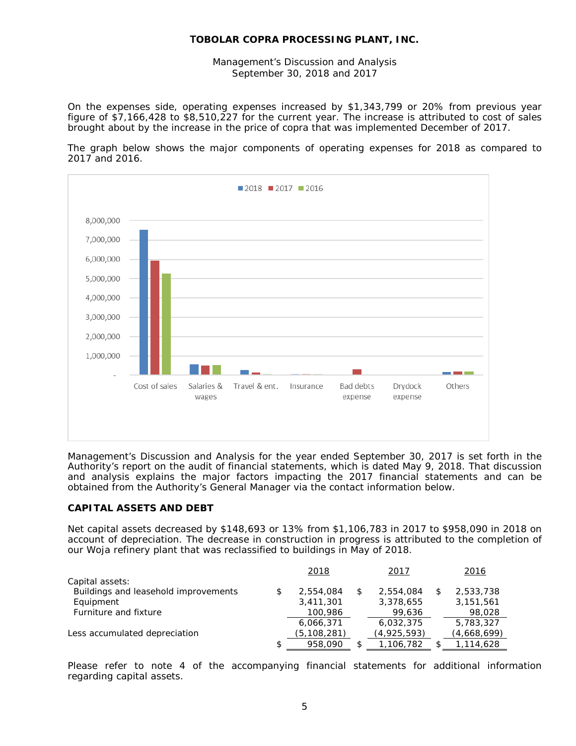On the expenses side, operating expenses increased by $1,343,799 or 20% from previous year figure of $7,166,428 to $8,510,227 for the current year. The increase is attributed to cost of sales brought about by the increase in the price of copra that was implemented December of 2017.

The graph below shows the major components of operating expenses for 2018 as compared to 2017 and 2016.

2018 2017 2016

8,000,000
7,000,000
6,000,000
5,000,000
4,000,000
3,000,000
2,000,000
1,000,000
-

Cost of sales
Salaries & wages
Travel & ent.
Insurance
Bad debts expense
Drydock expense
Others

Management's Discussion and Analysis for the year ended September 30, 2017 is set forth in the Authority's report on the audit of financial statements, which is dated May 9, 2018. That discussion and analysis explains the major factors impacting the 2017 financial statements and can be obtained from the Authority's General Manager via the contact information below.

## CAPITAL ASSETS AND DEBT

Net capital assets decreased by $148,693 or 13% from $1,106,783 in 2017 to $958,090 in 2018 on account of depreciation. The decrease in construction in progress is attributed to the completion of our Woja refinery plant that was reclassified to buildings in May of 2018.

| | 2018 | 2017 | 2016 |
|---|---|---|---|
| Capital assets: | | | |
| Buildings and leasehold improvements | $ 2,554,084 | $ 2,554,084 | $ 2,533,738 |
| Equipment | 3,411,301 | 3,378,655 | 3,151,561 |
| Furniture and fixture | 100,986 | 99,636 | 98,028 |
| | 6,066,371 | 6,032,375 | 5,783,327 |
| Less accumulated depreciation | (5,108,281) | (4,925,593) | (4,668,699) |
| | $ 958,090 | $ 1,106,782 | $ 1,114,628 |

Please refer to note 4 of the accompanying financial statements for additional information regarding capital assets.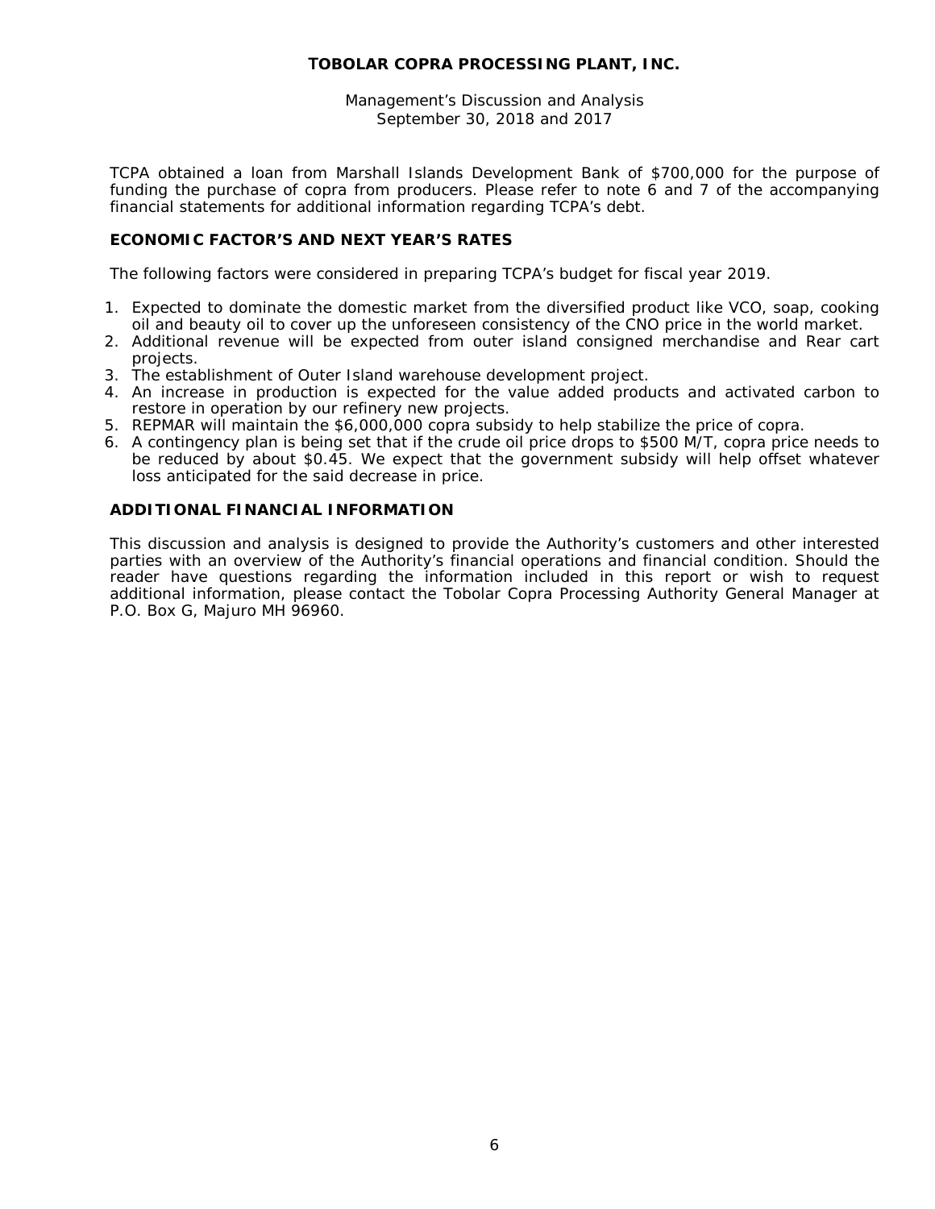TCPA obtained a loan from Marshall Islands Development Bank of $700,000 for the purpose of funding the purchase of copra from producers. Please refer to note 6 and 7 of the accompanying financial statements for additional information regarding TCPA's debt.

## ECONOMIC FACTOR'S AND NEXT YEAR'S RATES

The following factors were considered in preparing TCPA's budget for fiscal year 2019.

1. Expected to dominate the domestic market from the diversified product like VCO, soap, cooking oil and beauty oil to cover up the unforeseen consistency of the CNO price in the world market.
2. Additional revenue will be expected from outer island consigned merchandise and Rear cart projects.
3. The establishment of Outer Island warehouse development project.
4. An increase in production is expected for the value added products and activated carbon to restore in operation by our refinery new projects.
5. REPMAR will maintain the $6,000,000 copra subsidy to help stabilize the price of copra.
6. A contingency plan is being set that if the crude oil price drops to $500 M/T, copra price needs to be reduced by about $0.45. We expect that the government subsidy will help offset whatever loss anticipated for the said decrease in price.

## ADDITIONAL FINANCIAL INFORMATION

This discussion and analysis is designed to provide the Authority's customers and other interested parties with an overview of the Authority's financial operations and financial condition. Should the reader have questions regarding the information included in this report or wish to request additional information, please contact the Tobolar Copra Processing Authority General Manager at P.O. Box G, Majuro MH 96960.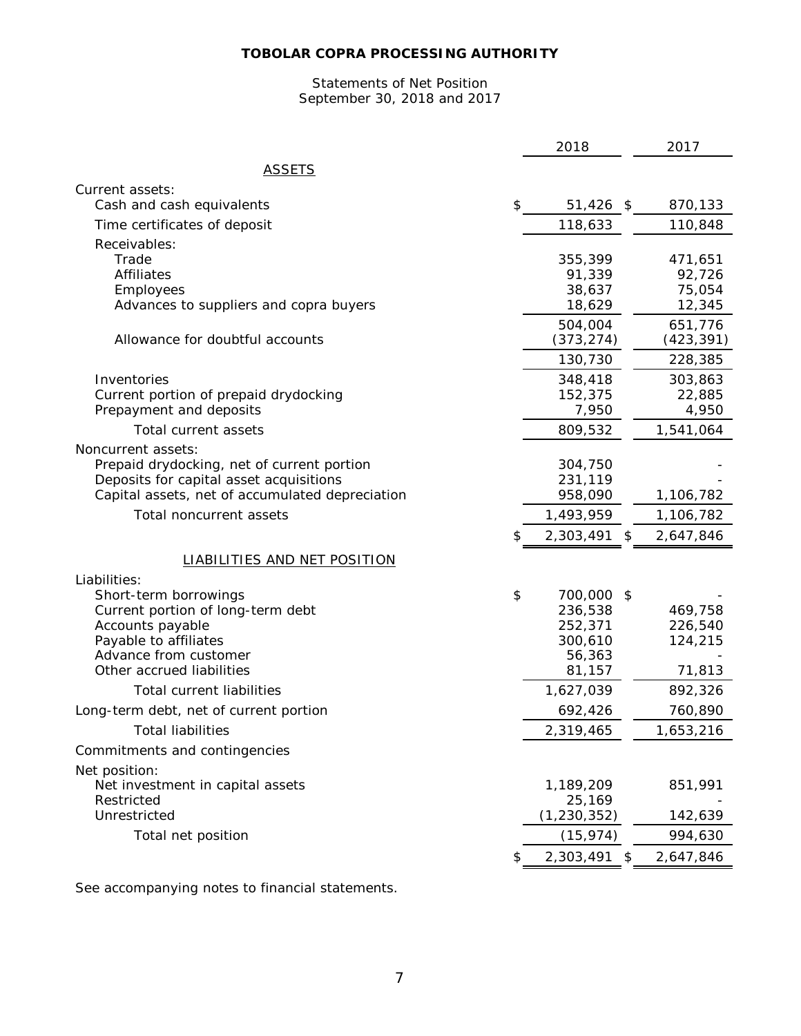# TOBOLAR COPRA PROCESSING AUTHORITY

Statements of Net Position
September 30, 2018 and 2017

| | 2018 | 2017 |
|---|---|---|
| ASSETS | | |
| Current assets: | | |
| Cash and cash equivalents | $ 51,426 | $ 870,133 |
| Time certificates of deposit | 118,633 | 110,848 |
| Receivables: | | |
| Trade | 355,399 | 471,651 |
| Affiliates | 91,339 | 92,726 |
| Employees | 38,637 | 75,054 |
| Advances to suppliers and copra buyers | 18,629 | 12,345 |
| | 504,004 | 651,776 |
| Allowance for doubtful accounts | (373,274) | (423,391) |
| | 130,730 | 228,385 |
| Inventories | 348,418 | 303,863 |
| Current portion of prepaid drydocking | 152,375 | 22,885 |
| Prepayment and deposits | 7,950 | 4,950 |
| Total current assets | 809,532 | 1,541,064 |
| Noncurrent assets: | | |
| Prepaid drydocking, net of current portion | 304,750 | - |
| Deposits for capital asset acquisitions | 231,119 | - |
| Capital assets, net of accumulated depreciation | 958,090 | 1,106,782 |
| Total noncurrent assets | 1,493,959 | 1,106,782 |
| | $ 2,303,491 | $ 2,647,846 |
| LIABILITIES AND NET POSITION | | |
| Liabilities: | | |
| Short-term borrowings | $ 700,000 | $ - |
| Current portion of long-term debt | 236,538 | 469,758 |
| Accounts payable | 252,371 | 226,540 |
| Payable to affiliates | 300,610 | 124,215 |
| Advance from customer | 56,363 | - |
| Other accrued liabilities | 81,157 | 71,813 |
| Total current liabilities | 1,627,039 | 892,326 |
| Long-term debt, net of current portion | 692,426 | 760,890 |
| Total liabilities | 2,319,465 | 1,653,216 |
| Commitments and contingencies | | |
| Net position: | | |
| Net investment in capital assets | 1,189,209 | 851,991 |
| Restricted | 25,169 | - |
| Unrestricted | (1,230,352) | 142,639 |
| Total net position | (15,974) | 994,630 |
| | $ 2,303,491 | $ 2,647,846 |

See accompanying notes to financial statements.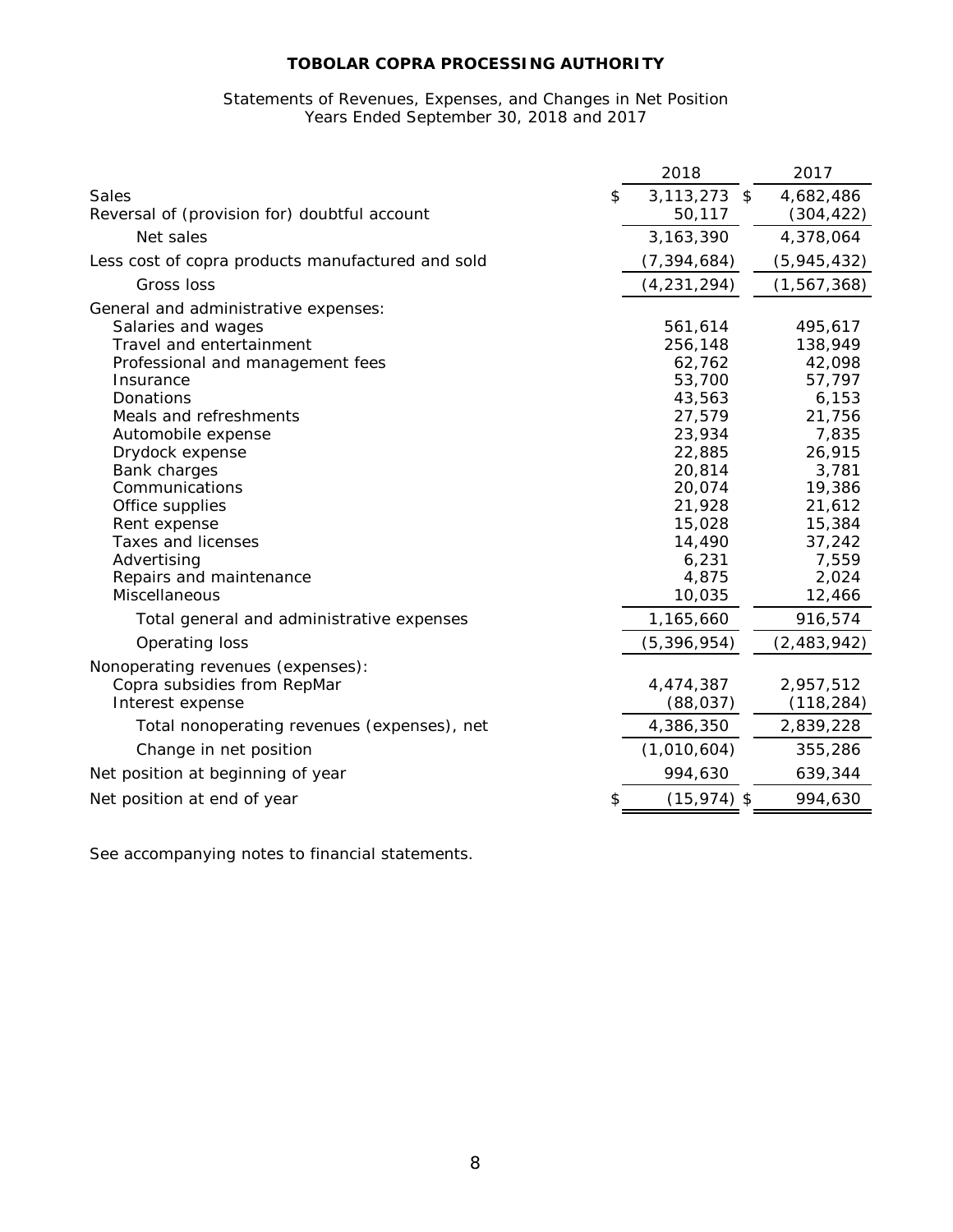**TOBOLAR COPRA PROCESSING AUTHORITY**

Statements of Revenues, Expenses, and Changes in Net Position
Years Ended September 30, 2018 and 2017

| | 2018 | 2017 |
|---|---|---|
| Sales | $ 3,113,273 | $ 4,682,486 |
| Reversal of (provision for) doubtful account | 50,117 | (304,422) |
| Net sales | 3,163,390 | 4,378,064 |
| Less cost of copra products manufactured and sold | (7,394,684) | (5,945,432) |
| Gross loss | (4,231,294) | (1,567,368) |
| General and administrative expenses: | | |
| Salaries and wages | 561,614 | 495,617 |
| Travel and entertainment | 256,148 | 138,949 |
| Professional and management fees | 62,762 | 42,098 |
| Insurance | 53,700 | 57,797 |
| Donations | 43,563 | 6,153 |
| Meals and refreshments | 27,579 | 21,756 |
| Automobile expense | 23,934 | 7,835 |
| Drydock expense | 22,885 | 26,915 |
| Bank charges | 20,814 | 3,781 |
| Communications | 20,074 | 19,386 |
| Office supplies | 21,928 | 21,612 |
| Rent expense | 15,028 | 15,384 |
| Taxes and licenses | 14,490 | 37,242 |
| Advertising | 6,231 | 7,559 |
| Repairs and maintenance | 4,875 | 2,024 |
| Miscellaneous | 10,035 | 12,466 |
| Total general and administrative expenses | 1,165,660 | 916,574 |
| Operating loss | (5,396,954) | (2,483,942) |
| Nonoperating revenues (expenses): | | |
| Copra subsidies from RepMar | 4,474,387 | 2,957,512 |
| Interest expense | (88,037) | (118,284) |
| Total nonoperating revenues (expenses), net | 4,386,350 | 2,839,228 |
| Change in net position | (1,010,604) | 355,286 |
| Net position at beginning of year | 994,630 | 639,344 |
| Net position at end of year | $ (15,974) | $ 994,630 |

See accompanying notes to financial statements.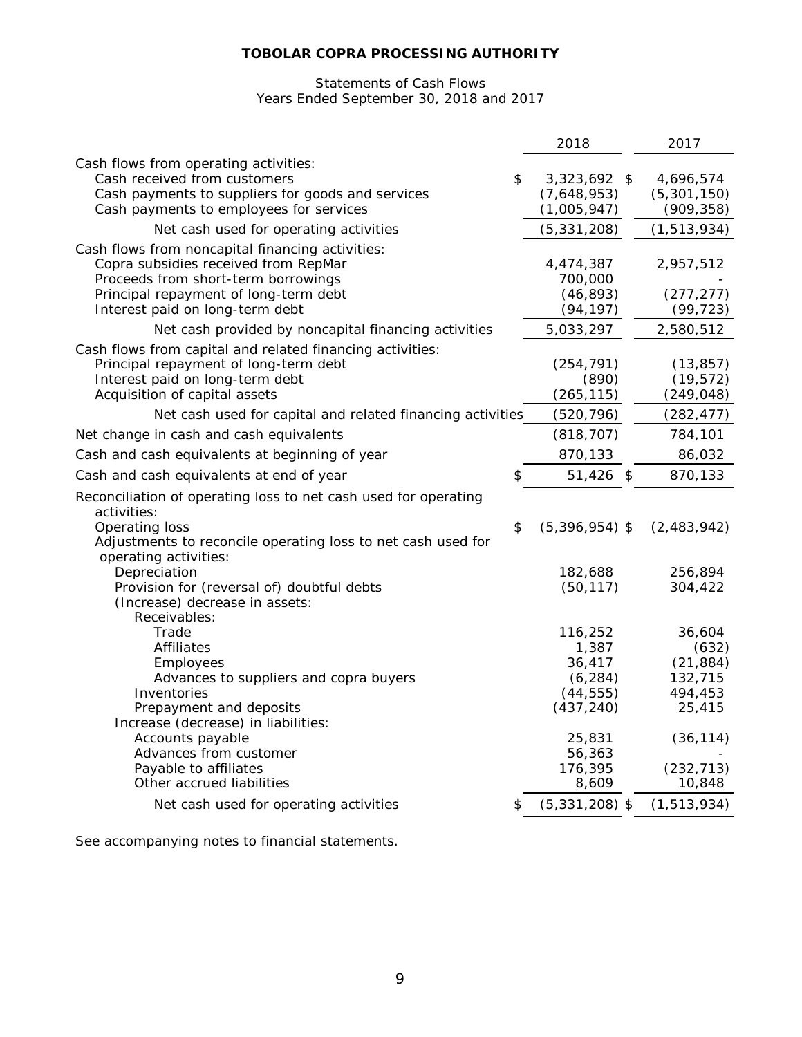**TOBOLAR COPRA PROCESSING AUTHORITY**

Statements of Cash Flows
Years Ended September 30, 2018 and 2017

| | 2018 | 2017 |
|---|---|---|
| Cash flows from operating activities: | | |
| Cash received from customers | $ 3,323,692 | $ 4,696,574 |
| Cash payments to suppliers for goods and services | (7,648,953) | (5,301,150) |
| Cash payments to employees for services | (1,005,947) | (909,358) |
| Net cash used for operating activities | (5,331,208) | (1,513,934) |
| Cash flows from noncapital financing activities: | | |
| Copra subsidies received from RepMar | 4,474,387 | 2,957,512 |
| Proceeds from short-term borrowings | 700,000 | - |
| Principal repayment of long-term debt | (46,893) | (277,277) |
| Interest paid on long-term debt | (94,197) | (99,723) |
| Net cash provided by noncapital financing activities | 5,033,297 | 2,580,512 |
| Cash flows from capital and related financing activities: | | |
| Principal repayment of long-term debt | (254,791) | (13,857) |
| Interest paid on long-term debt | (890) | (19,572) |
| Acquisition of capital assets | (265,115) | (249,048) |
| Net cash used for capital and related financing activities | (520,796) | (282,477) |
| Net change in cash and cash equivalents | (818,707) | 784,101 |
| Cash and cash equivalents at beginning of year | 870,133 | 86,032 |
| Cash and cash equivalents at end of year | $ 51,426 | $ 870,133 |
| Reconciliation of operating loss to net cash used for operating activities: | | |
| Operating loss | $ (5,396,954) | $ (2,483,942) |
| Adjustments to reconcile operating loss to net cash used for operating activities: | | |
| Depreciation | 182,688 | 256,894 |
| Provision for (reversal of) doubtful debts | (50,117) | 304,422 |
| (Increase) decrease in assets: | | |
| Receivables: | | |
| Trade | 116,252 | 36,604 |
| Affiliates | 1,387 | (632) |
| Employees | 36,417 | (21,884) |
| Advances to suppliers and copra buyers | (6,284) | 132,715 |
| Inventories | (44,555) | 494,453 |
| Prepayment and deposits | (437,240) | 25,415 |
| Increase (decrease) in liabilities: | | |
| Accounts payable | 25,831 | (36,114) |
| Advances from customer | 56,363 | - |
| Payable to affiliates | 176,395 | (232,713) |
| Other accrued liabilities | 8,609 | 10,848 |
| Net cash used for operating activities | $ (5,331,208) | $ (1,513,934) |

See accompanying notes to financial statements.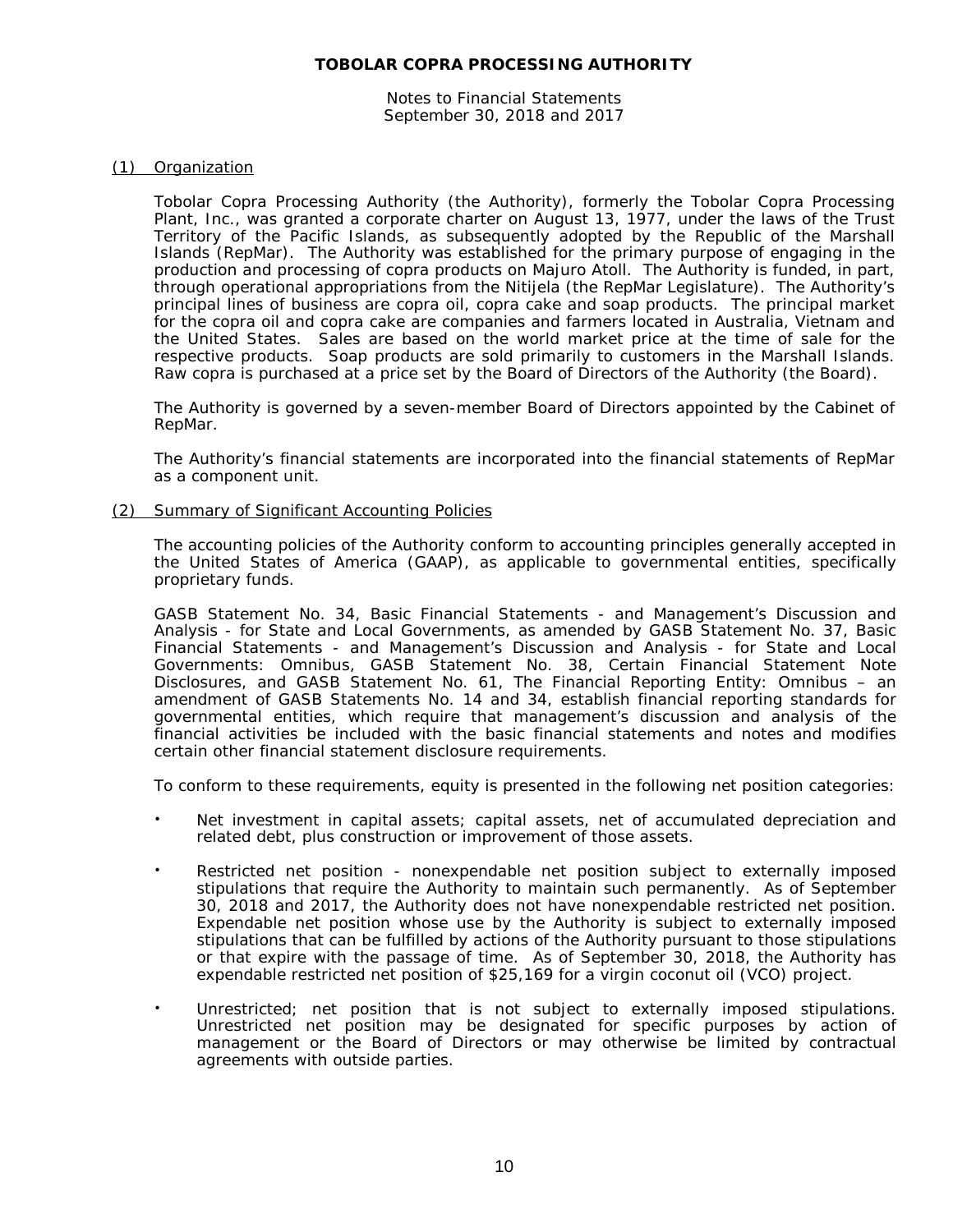**TOBOLAR COPRA PROCESSING AUTHORITY**

Notes to Financial Statements
September 30, 2018 and 2017

(1) Organization

Tobolar Copra Processing Authority (the Authority), formerly the Tobolar Copra Processing Plant, Inc., was granted a corporate charter on August 13, 1977, under the laws of the Trust Territory of the Pacific Islands, as subsequently adopted by the Republic of the Marshall Islands (RepMar). The Authority was established for the primary purpose of engaging in the production and processing of copra products on Majuro Atoll. The Authority is funded, in part, through operational appropriations from the Nitijela (the RepMar Legislature). The Authority's principal lines of business are copra oil, copra cake and soap products. The principal market for the copra oil and copra cake are companies and farmers located in Australia, Vietnam and the United States. Sales are based on the world market price at the time of sale for the respective products. Soap products are sold primarily to customers in the Marshall Islands. Raw copra is purchased at a price set by the Board of Directors of the Authority (the Board).

The Authority is governed by a seven-member Board of Directors appointed by the Cabinet of RepMar.

The Authority's financial statements are incorporated into the financial statements of RepMar as a component unit.

(2) Summary of Significant Accounting Policies

The accounting policies of the Authority conform to accounting principles generally accepted in the United States of America (GAAP), as applicable to governmental entities, specifically proprietary funds.

GASB Statement No. 34, Basic Financial Statements - and Management's Discussion and Analysis - for State and Local Governments, as amended by GASB Statement No. 37, Basic Financial Statements - and Management's Discussion and Analysis - for State and Local Governments: Omnibus, GASB Statement No. 38, Certain Financial Statement Note Disclosures, and GASB Statement No. 61, The Financial Reporting Entity: Omnibus – an amendment of GASB Statements No. 14 and 34, establish financial reporting standards for governmental entities, which require that management's discussion and analysis of the financial activities be included with the basic financial statements and notes and modifies certain other financial statement disclosure requirements.

To conform to these requirements, equity is presented in the following net position categories:

- Net investment in capital assets; capital assets, net of accumulated depreciation and related debt, plus construction or improvement of those assets.
- Restricted net position - nonexpendable net position subject to externally imposed stipulations that require the Authority to maintain such permanently. As of September 30, 2018 and 2017, the Authority does not have nonexpendable restricted net position. Expendable net position whose use by the Authority is subject to externally imposed stipulations that can be fulfilled by actions of the Authority pursuant to those stipulations or that expire with the passage of time. As of September 30, 2018, the Authority has expendable restricted net position of $25,169 for a virgin coconut oil (VCO) project.
- Unrestricted; net position that is not subject to externally imposed stipulations. Unrestricted net position may be designated for specific purposes by action of management or the Board of Directors or may otherwise be limited by contractual agreements with outside parties.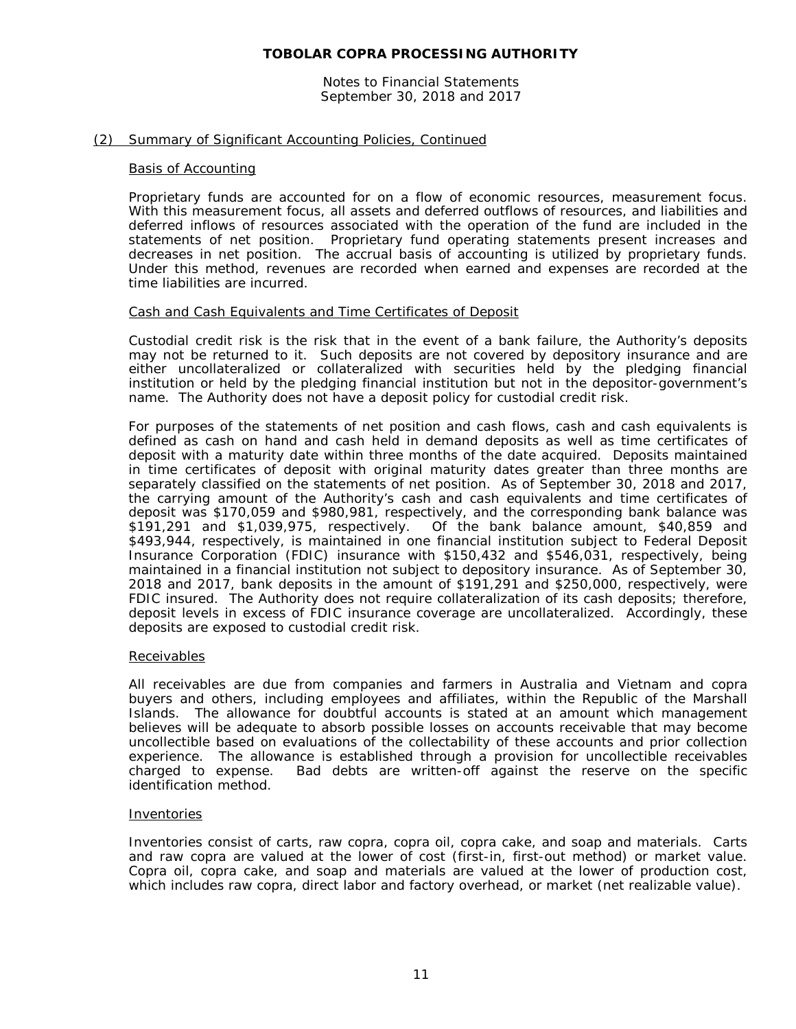## (2) Summary of Significant Accounting Policies, Continued

### Basis of Accounting

Proprietary funds are accounted for on a flow of economic resources, measurement focus. With this measurement focus, all assets and deferred outflows of resources, and liabilities and deferred inflows of resources associated with the operation of the fund are included in the statements of net position. Proprietary fund operating statements present increases and decreases in net position. The accrual basis of accounting is utilized by proprietary funds. Under this method, revenues are recorded when earned and expenses are recorded at the time liabilities are incurred.

### Cash and Cash Equivalents and Time Certificates of Deposit

Custodial credit risk is the risk that in the event of a bank failure, the Authority's deposits may not be returned to it. Such deposits are not covered by depository insurance and are either uncollateralized or collateralized with securities held by the pledging financial institution or held by the pledging financial institution but not in the depositor-government's name. The Authority does not have a deposit policy for custodial credit risk.

For purposes of the statements of net position and cash flows, cash and cash equivalents is defined as cash on hand and cash held in demand deposits as well as time certificates of deposit with a maturity date within three months of the date acquired. Deposits maintained in time certificates of deposit with original maturity dates greater than three months are separately classified on the statements of net position. As of September 30, 2018 and 2017, the carrying amount of the Authority's cash and cash equivalents and time certificates of deposit was $170,059 and $980,981, respectively, and the corresponding bank balance was $191,291 and $1,039,975, respectively. Of the bank balance amount, $40,859 and $493,944, respectively, is maintained in one financial institution subject to Federal Deposit Insurance Corporation (FDIC) insurance with $150,432 and $546,031, respectively, being maintained in a financial institution not subject to depository insurance. As of September 30, 2018 and 2017, bank deposits in the amount of $191,291 and $250,000, respectively, were FDIC insured. The Authority does not require collateralization of its cash deposits; therefore, deposit levels in excess of FDIC insurance coverage are uncollateralized. Accordingly, these deposits are exposed to custodial credit risk.

### Receivables

All receivables are due from companies and farmers in Australia and Vietnam and copra buyers and others, including employees and affiliates, within the Republic of the Marshall Islands. The allowance for doubtful accounts is stated at an amount which management believes will be adequate to absorb possible losses on accounts receivable that may become uncollectible based on evaluations of the collectability of these accounts and prior collection experience. The allowance is established through a provision for uncollectible receivables charged to expense. Bad debts are written-off against the reserve on the specific identification method.

### Inventories

Inventories consist of carts, raw copra, copra oil, copra cake, and soap and materials. Carts and raw copra are valued at the lower of cost (first-in, first-out method) or market value. Copra oil, copra cake, and soap and materials are valued at the lower of production cost, which includes raw copra, direct labor and factory overhead, or market (net realizable value).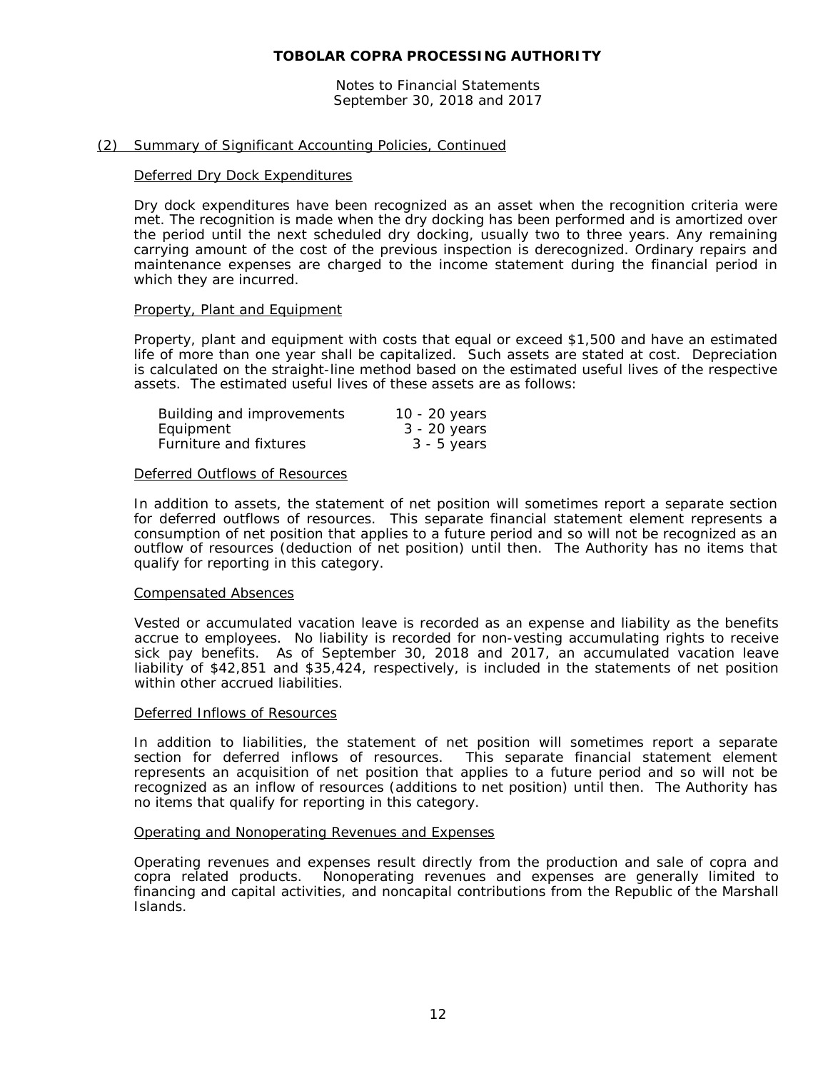# TOBOLAR COPRA PROCESSING AUTHORITY

Notes to Financial Statements
September 30, 2018 and 2017

## (2) Summary of Significant Accounting Policies, Continued

### Deferred Dry Dock Expenditures

Dry dock expenditures have been recognized as an asset when the recognition criteria were met. The recognition is made when the dry docking has been performed and is amortized over the period until the next scheduled dry docking, usually two to three years. Any remaining carrying amount of the cost of the previous inspection is derecognized. Ordinary repairs and maintenance expenses are charged to the income statement during the financial period in which they are incurred.

### Property, Plant and Equipment

Property, plant and equipment with costs that equal or exceed $1,500 and have an estimated life of more than one year shall be capitalized. Such assets are stated at cost. Depreciation is calculated on the straight-line method based on the estimated useful lives of the respective assets. The estimated useful lives of these assets are as follows:

| | |
|---|---|
| Building and improvements | 10 - 20 years |
| Equipment | 3 - 20 years |
| Furniture and fixtures | 3 - 5 years |

### Deferred Outflows of Resources

In addition to assets, the statement of net position will sometimes report a separate section for deferred outflows of resources. This separate financial statement element represents a consumption of net position that applies to a future period and so will not be recognized as an outflow of resources (deduction of net position) until then. The Authority has no items that qualify for reporting in this category.

### Compensated Absences

Vested or accumulated vacation leave is recorded as an expense and liability as the benefits accrue to employees. No liability is recorded for non-vesting accumulating rights to receive sick pay benefits. As of September 30, 2018 and 2017, an accumulated vacation leave liability of $42,851 and $35,424, respectively, is included in the statements of net position within other accrued liabilities.

### Deferred Inflows of Resources

In addition to liabilities, the statement of net position will sometimes report a separate section for deferred inflows of resources. This separate financial statement element represents an acquisition of net position that applies to a future period and so will not be recognized as an inflow of resources (additions to net position) until then. The Authority has no items that qualify for reporting in this category.

### Operating and Nonoperating Revenues and Expenses

Operating revenues and expenses result directly from the production and sale of copra and copra related products. Nonoperating revenues and expenses are generally limited to financing and capital activities, and noncapital contributions from the Republic of the Marshall Islands.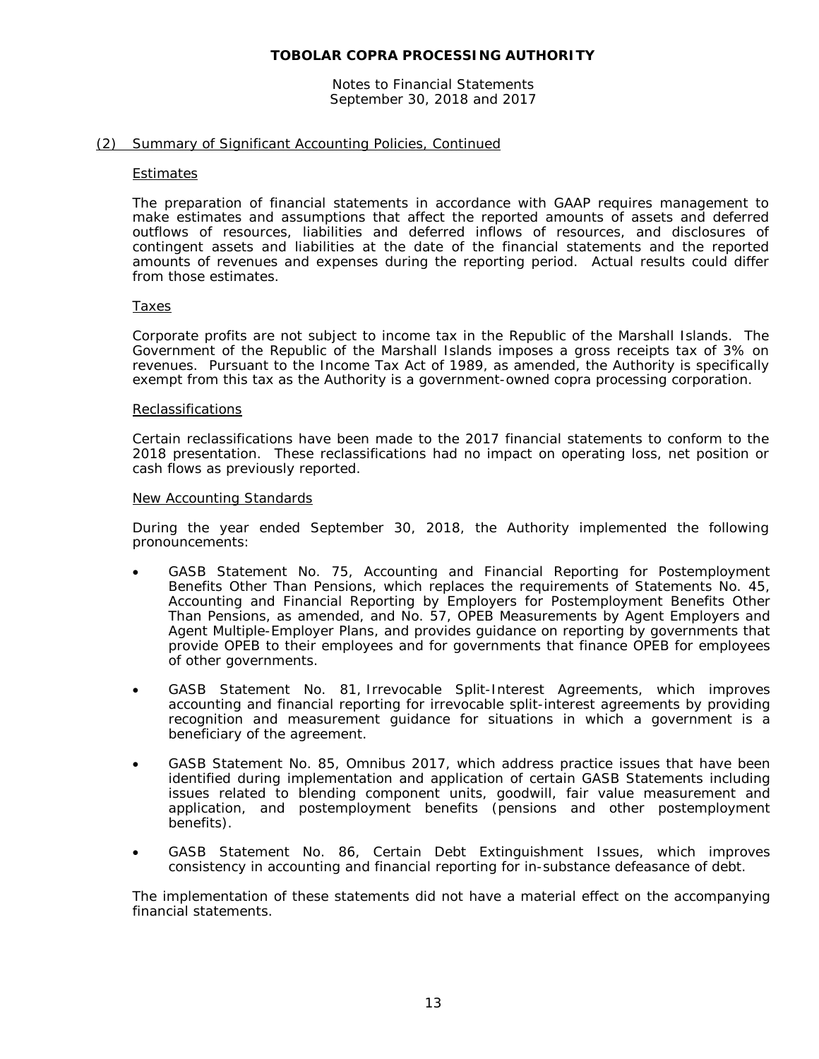# TOBOLAR COPRA PROCESSING AUTHORITY

Notes to Financial Statements
September 30, 2018 and 2017

## (2) Summary of Significant Accounting Policies, Continued

### Estimates

The preparation of financial statements in accordance with GAAP requires management to make estimates and assumptions that affect the reported amounts of assets and deferred outflows of resources, liabilities and deferred inflows of resources, and disclosures of contingent assets and liabilities at the date of the financial statements and the reported amounts of revenues and expenses during the reporting period. Actual results could differ from those estimates.

### Taxes

Corporate profits are not subject to income tax in the Republic of the Marshall Islands. The Government of the Republic of the Marshall Islands imposes a gross receipts tax of 3% on revenues. Pursuant to the Income Tax Act of 1989, as amended, the Authority is specifically exempt from this tax as the Authority is a government-owned copra processing corporation.

### Reclassifications

Certain reclassifications have been made to the 2017 financial statements to conform to the 2018 presentation. These reclassifications had no impact on operating loss, net position or cash flows as previously reported.

### New Accounting Standards

During the year ended September 30, 2018, the Authority implemented the following pronouncements:

- GASB Statement No. 75, Accounting and Financial Reporting for Postemployment Benefits Other Than Pensions, which replaces the requirements of Statements No. 45, Accounting and Financial Reporting by Employers for Postemployment Benefits Other Than Pensions, as amended, and No. 57, OPEB Measurements by Agent Employers and Agent Multiple-Employer Plans, and provides guidance on reporting by governments that provide OPEB to their employees and for governments that finance OPEB for employees of other governments.

- GASB Statement No. 81, Irrevocable Split-Interest Agreements, which improves accounting and financial reporting for irrevocable split-interest agreements by providing recognition and measurement guidance for situations in which a government is a beneficiary of the agreement.

- GASB Statement No. 85, Omnibus 2017, which address practice issues that have been identified during implementation and application of certain GASB Statements including issues related to blending component units, goodwill, fair value measurement and application, and postemployment benefits (pensions and other postemployment benefits).

- GASB Statement No. 86, Certain Debt Extinguishment Issues, which improves consistency in accounting and financial reporting for in-substance defeasance of debt.

The implementation of these statements did not have a material effect on the accompanying financial statements.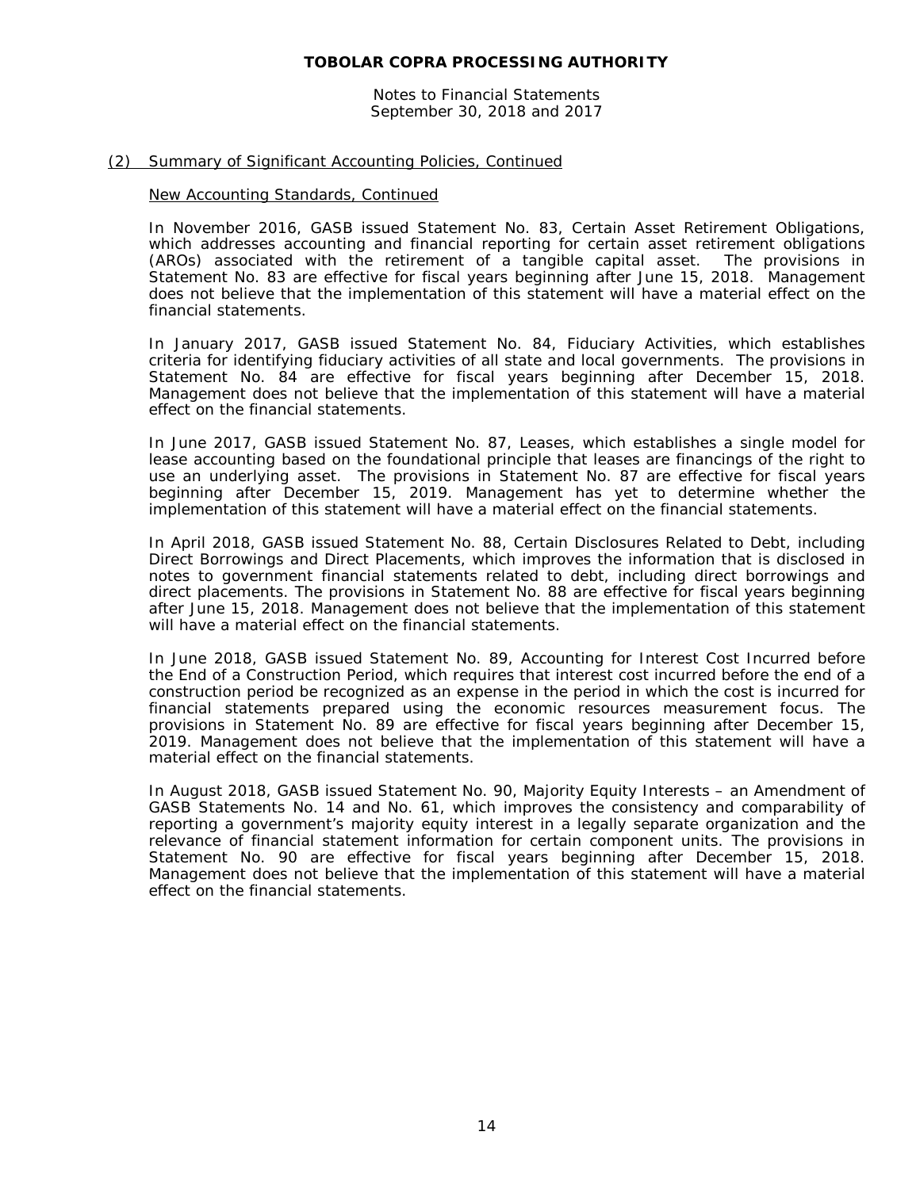### (2) Summary of Significant Accounting Policies, Continued

#### New Accounting Standards, Continued

In November 2016, GASB issued Statement No. 83, Certain Asset Retirement Obligations, which addresses accounting and financial reporting for certain asset retirement obligations (AROs) associated with the retirement of a tangible capital asset. The provisions in Statement No. 83 are effective for fiscal years beginning after June 15, 2018. Management does not believe that the implementation of this statement will have a material effect on the financial statements.

In January 2017, GASB issued Statement No. 84, Fiduciary Activities, which establishes criteria for identifying fiduciary activities of all state and local governments. The provisions in Statement No. 84 are effective for fiscal years beginning after December 15, 2018. Management does not believe that the implementation of this statement will have a material effect on the financial statements.

In June 2017, GASB issued Statement No. 87, Leases, which establishes a single model for lease accounting based on the foundational principle that leases are financings of the right to use an underlying asset. The provisions in Statement No. 87 are effective for fiscal years beginning after December 15, 2019. Management has yet to determine whether the implementation of this statement will have a material effect on the financial statements.

In April 2018, GASB issued Statement No. 88, Certain Disclosures Related to Debt, including Direct Borrowings and Direct Placements, which improves the information that is disclosed in notes to government financial statements related to debt, including direct borrowings and direct placements. The provisions in Statement No. 88 are effective for fiscal years beginning after June 15, 2018. Management does not believe that the implementation of this statement will have a material effect on the financial statements.

In June 2018, GASB issued Statement No. 89, Accounting for Interest Cost Incurred before the End of a Construction Period, which requires that interest cost incurred before the end of a construction period be recognized as an expense in the period in which the cost is incurred for financial statements prepared using the economic resources measurement focus. The provisions in Statement No. 89 are effective for fiscal years beginning after December 15, 2019. Management does not believe that the implementation of this statement will have a material effect on the financial statements.

In August 2018, GASB issued Statement No. 90, Majority Equity Interests – an Amendment of GASB Statements No. 14 and No. 61, which improves the consistency and comparability of reporting a government's majority equity interest in a legally separate organization and the relevance of financial statement information for certain component units. The provisions in Statement No. 90 are effective for fiscal years beginning after December 15, 2018. Management does not believe that the implementation of this statement will have a material effect on the financial statements.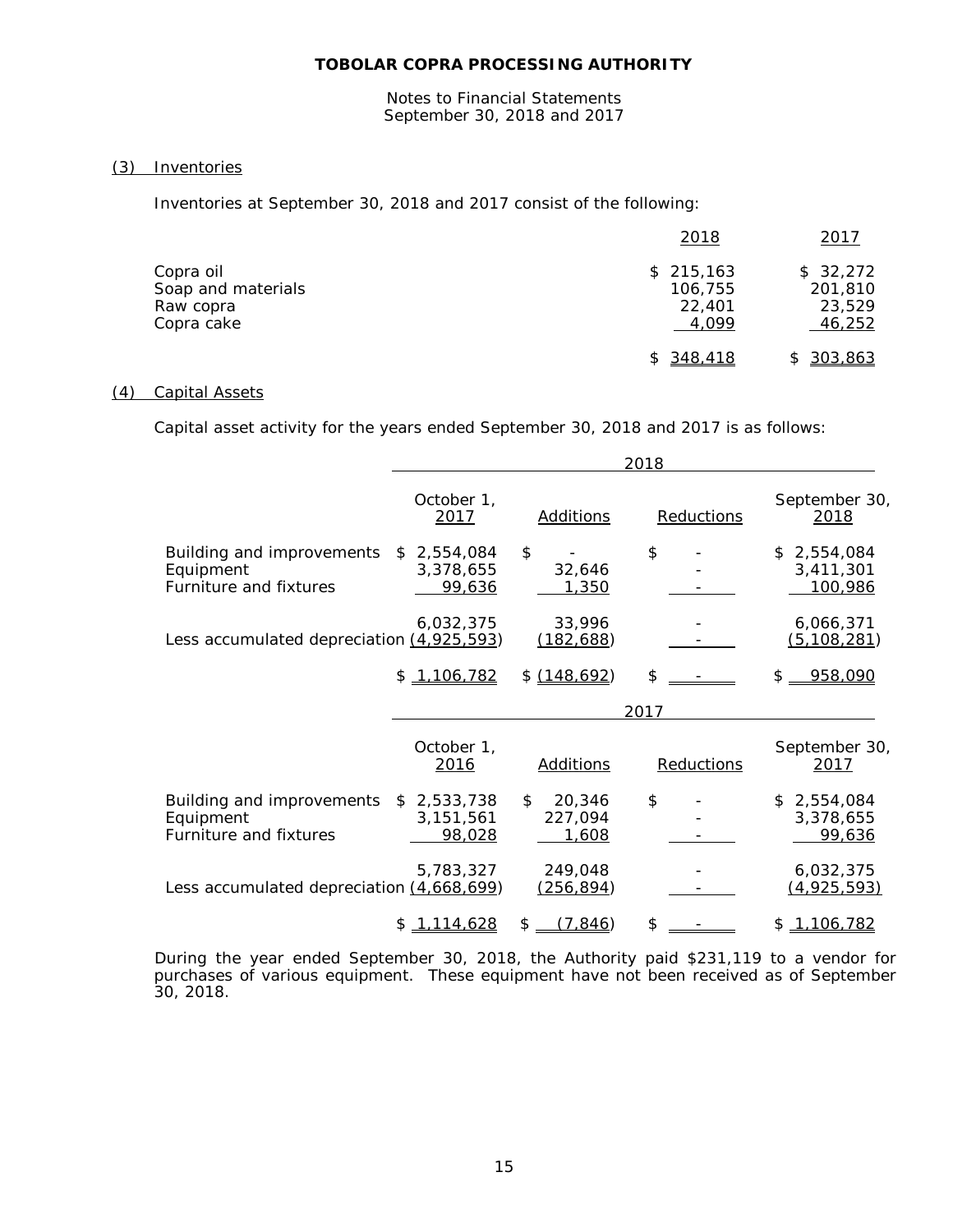# TOBOLAR COPRA PROCESSING AUTHORITY

Notes to Financial Statements
September 30, 2018 and 2017

## (3) Inventories

Inventories at September 30, 2018 and 2017 consist of the following:

| | 2018 | 2017 |
|---|---|---|
| Copra oil | $ 215,163 | $ 32,272 |
| Soap and materials | 106,755 | 201,810 |
| Raw copra | 22,401 | 23,529 |
| Copra cake | 4,099 | 46,252 |
| | $ 348,418 | $ 303,863 |

## (4) Capital Assets

Capital asset activity for the years ended September 30, 2018 and 2017 is as follows:

| | 2018 | | | |
|---|---|---|---|---|
| | October 1, 2017 | Additions | Reductions | September 30, 2018 |
| Building and improvements | $ 2,554,084 | $ - | $ - | $ 2,554,084 |
| Equipment | 3,378,655 | 32,646 | - | 3,411,301 |
| Furniture and fixtures | 99,636 | 1,350 | - | 100,986 |
| | 6,032,375 | 33,996 | - | 6,066,371 |
| Less accumulated depreciation | (4,925,593) | (182,688) | - | (5,108,281) |
| | $ 1,106,782 | $ (148,692) | $ - | $ 958,090 |

| | 2017 | | | |
|---|---|---|---|---|
| | October 1, 2016 | Additions | Reductions | September 30, 2017 |
| Building and improvements | $ 2,533,738 | $ 20,346 | $ - | $ 2,554,084 |
| Equipment | 3,151,561 | 227,094 | - | 3,378,655 |
| Furniture and fixtures | 98,028 | 1,608 | - | 99,636 |
| | 5,783,327 | 249,048 | - | 6,032,375 |
| Less accumulated depreciation | (4,668,699) | (256,894) | - | (4,925,593) |
| | $ 1,114,628 | $ (7,846) | $ - | $ 1,106,782 |

During the year ended September 30, 2018, the Authority paid $231,119 to a vendor for purchases of various equipment. These equipment have not been received as of September 30, 2018.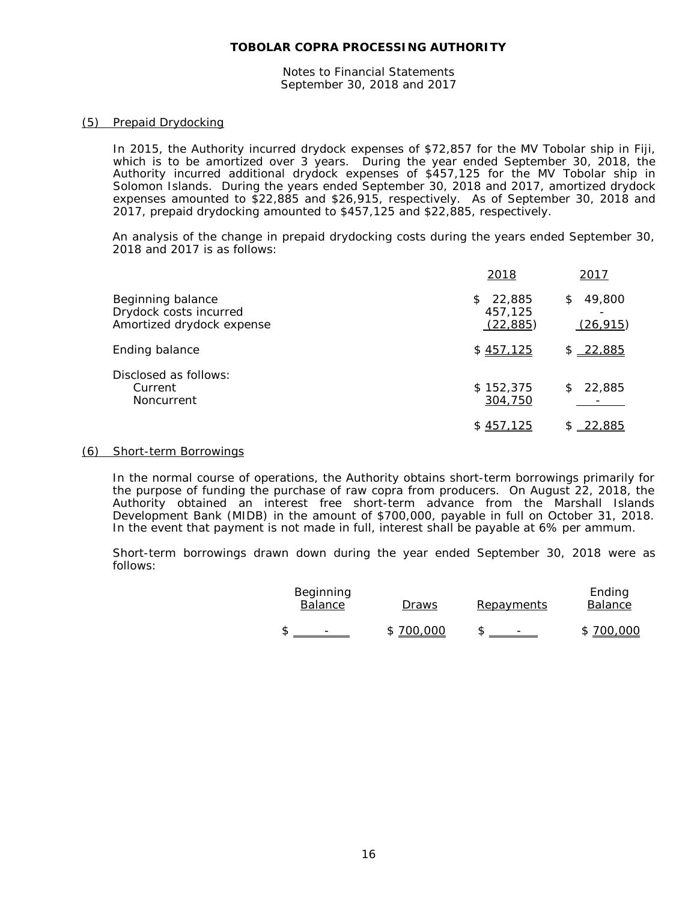## (5) Prepaid Drydocking

In 2015, the Authority incurred drydock expenses of $72,857 for the MV Tobolar ship in Fiji, which is to be amortized over 3 years. During the year ended September 30, 2018, the Authority incurred additional drydock expenses of $457,125 for the MV Tobolar ship in Solomon Islands. During the years ended September 30, 2018 and 2017, amortized drydock expenses amounted to $22,885 and $26,915, respectively. As of September 30, 2018 and 2017, prepaid drydocking amounted to $457,125 and $22,885, respectively.

An analysis of the change in prepaid drydocking costs during the years ended September 30, 2018 and 2017 is as follows:

| | 2018 | 2017 |
|---|---|---|
| Beginning balance | $ 22,885 | $ 49,800 |
| Drydock costs incurred | 457,125 | - |
| Amortized drydock expense | (22,885) | (26,915) |
| Ending balance | $ 457,125 | $ 22,885 |
| Disclosed as follows: | | |
| Current | $ 152,375 | $ 22,885 |
| Noncurrent | 304,750 | - |
| | $ 457,125 | $ 22,885 |

## (6) Short-term Borrowings

In the normal course of operations, the Authority obtains short-term borrowings primarily for the purpose of funding the purchase of raw copra from producers. On August 22, 2018, the Authority obtained an interest free short-term advance from the Marshall Islands Development Bank (MIDB) in the amount of $700,000, payable in full on October 31, 2018. In the event that payment is not made in full, interest shall be payable at 6% per ammum.

Short-term borrowings drawn down during the year ended September 30, 2018 were as follows:

| Beginning Balance | Draws | Repayments | Ending Balance |
|---|---|---|---|
| $ - | $ 700,000 | $ - | $ 700,000 |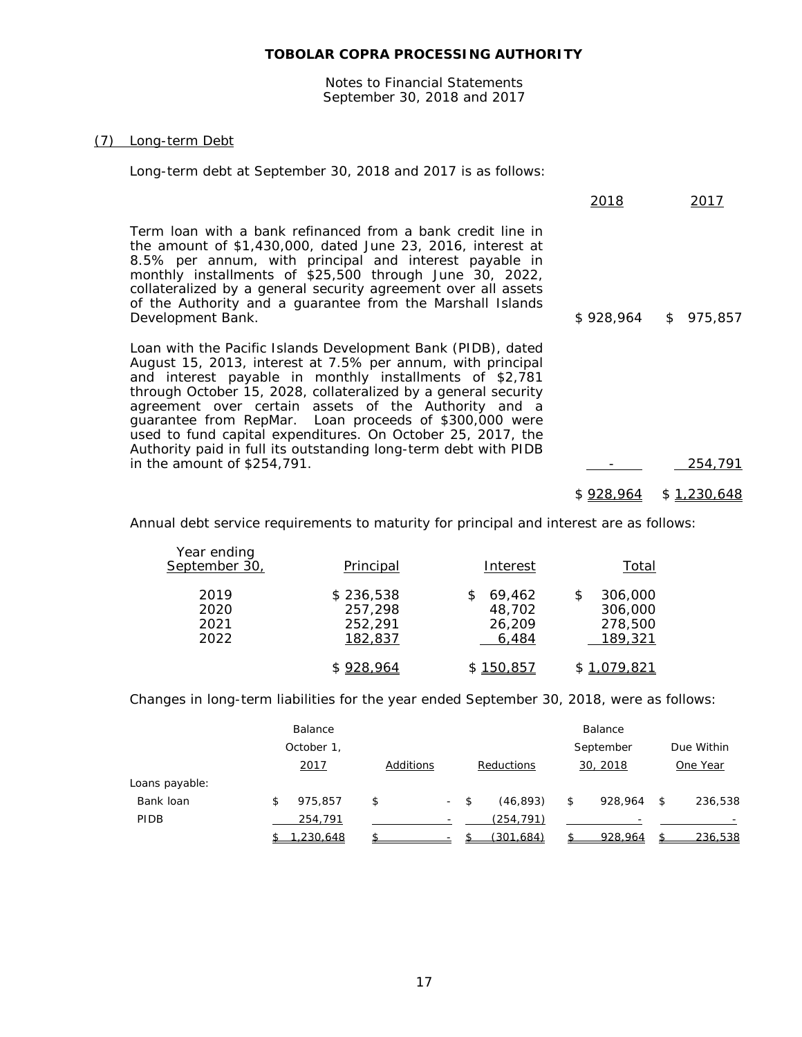**TOBOLAR COPRA PROCESSING AUTHORITY**

Notes to Financial Statements
September 30, 2018 and 2017

## (7) Long-term Debt

Long-term debt at September 30, 2018 and 2017 is as follows:

| | 2018 | 2017 |
|---|---|---|
| Term loan with a bank refinanced from a bank credit line in the amount of $1,430,000, dated June 23, 2016, interest at 8.5% per annum, with principal and interest payable in monthly installments of $25,500 through June 30, 2022, collateralized by a general security agreement over all assets of the Authority and a guarantee from the Marshall Islands Development Bank. | $ 928,964 | $ 975,857 |
| Loan with the Pacific Islands Development Bank (PIDB), dated August 15, 2013, interest at 7.5% per annum, with principal and interest payable in monthly installments of $2,781 through October 15, 2028, collateralized by a general security agreement over certain assets of the Authority and a guarantee from RepMar. Loan proceeds of $300,000 were used to fund capital expenditures. On October 25, 2017, the Authority paid in full its outstanding long-term debt with PIDB in the amount of $254,791. | - | 254,791 |
| | $ 928,964 | $ 1,230,648 |

Annual debt service requirements to maturity for principal and interest are as follows:

| Year ending September 30, | Principal | Interest | Total |
|---|---|---|---|
| 2019 | $ 236,538 | $ 69,462 | $ 306,000 |
| 2020 | 257,298 | 48,702 | 306,000 |
| 2021 | 252,291 | 26,209 | 278,500 |
| 2022 | 182,837 | 6,484 | 189,321 |
| | $ 928,964 | $ 150,857 | $ 1,079,821 |

Changes in long-term liabilities for the year ended September 30, 2018, were as follows:

| | Balance October 1, 2017 | Additions | Reductions | Balance September 30, 2018 | Due Within One Year |
|---|---|---|---|---|---|
| Loans payable: | | | | | |
| Bank loan | $ 975,857 | $ - | $ (46,893) | $ 928,964 | $ 236,538 |
| PIDB | 254,791 | - | (254,791) | - | - |
| | $ 1,230,648 | $ - | $ (301,684) | $ 928,964 | $ 236,538 |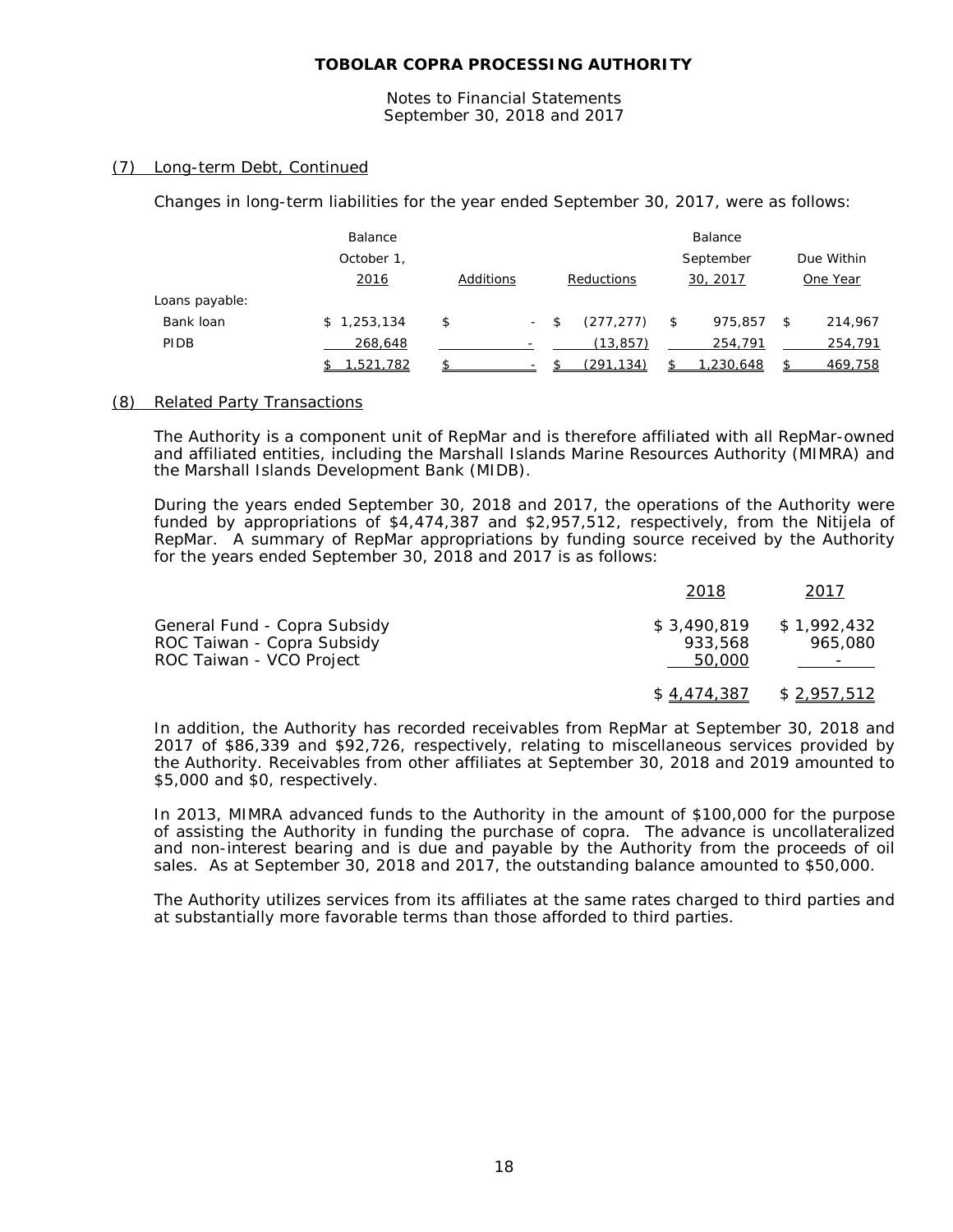## (7) Long-term Debt, Continued

Changes in long-term liabilities for the year ended September 30, 2017, were as follows:

| | Balance October 1, 2016 | Additions | Reductions | Balance September 30, 2017 | Due Within One Year |
|---|---|---|---|---|---|
| Loans payable: | | | | | |
| Bank loan | $ 1,253,134 | $ - | $ (277,277) | $ 975,857 | $ 214,967 |
| PIDB | 268,648 | - | (13,857) | 254,791 | 254,791 |
| | $ 1,521,782 | $ - | $ (291,134) | $ 1,230,648 | $ 469,758 |

## (8) Related Party Transactions

The Authority is a component unit of RepMar and is therefore affiliated with all RepMar-owned and affiliated entities, including the Marshall Islands Marine Resources Authority (MIMRA) and the Marshall Islands Development Bank (MIDB).

During the years ended September 30, 2018 and 2017, the operations of the Authority were funded by appropriations of $4,474,387 and $2,957,512, respectively, from the Nitijela of RepMar. A summary of RepMar appropriations by funding source received by the Authority for the years ended September 30, 2018 and 2017 is as follows:

| | 2018 | 2017 |
|---|---|---|
| General Fund - Copra Subsidy | $ 3,490,819 | $ 1,992,432 |
| ROC Taiwan - Copra Subsidy | 933,568 | 965,080 |
| ROC Taiwan - VCO Project | 50,000 | - |
| | $ 4,474,387 | $ 2,957,512 |

In addition, the Authority has recorded receivables from RepMar at September 30, 2018 and 2017 of $86,339 and $92,726, respectively, relating to miscellaneous services provided by the Authority. Receivables from other affiliates at September 30, 2018 and 2019 amounted to $5,000 and $0, respectively.

In 2013, MIMRA advanced funds to the Authority in the amount of $100,000 for the purpose of assisting the Authority in funding the purchase of copra. The advance is uncollateralized and non-interest bearing and is due and payable by the Authority from the proceeds of oil sales. As at September 30, 2018 and 2017, the outstanding balance amounted to $50,000.

The Authority utilizes services from its affiliates at the same rates charged to third parties and at substantially more favorable terms than those afforded to third parties.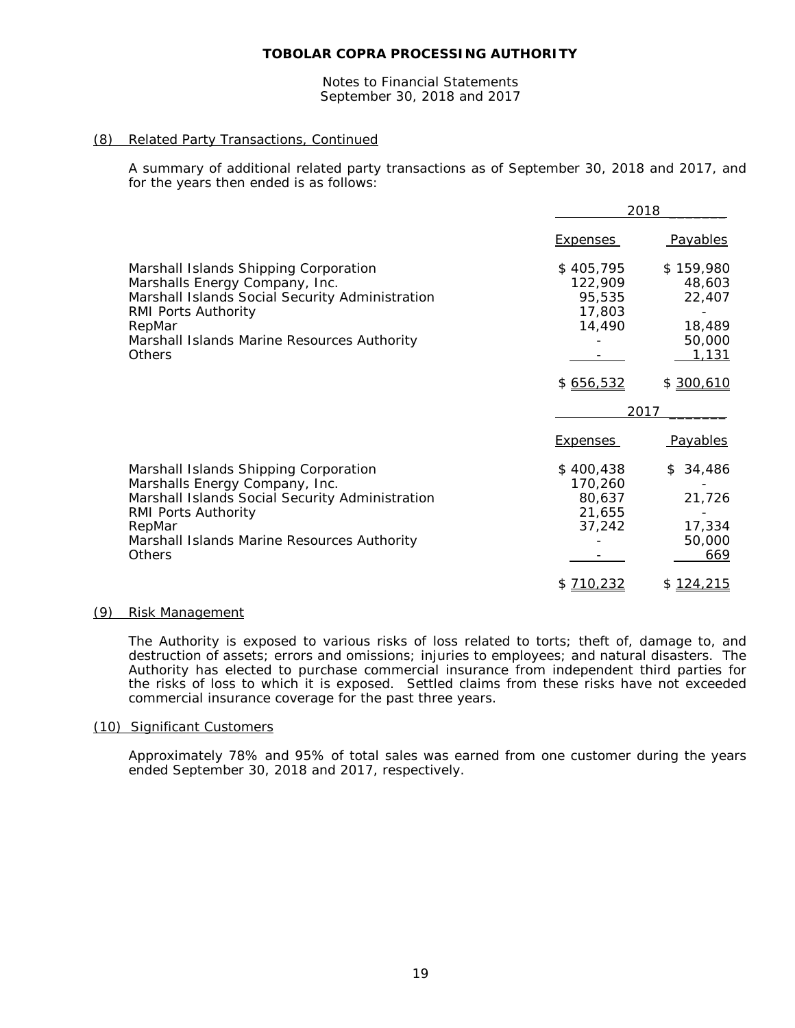**TOBOLAR COPRA PROCESSING AUTHORITY**

Notes to Financial Statements
September 30, 2018 and 2017

(8) Related Party Transactions, Continued

A summary of additional related party transactions as of September 30, 2018 and 2017, and for the years then ended is as follows:

| | 2018 | |
|---|---|---|
| | Expenses | Payables |
| Marshall Islands Shipping Corporation | $ 405,795 | $ 159,980 |
| Marshalls Energy Company, Inc. | 122,909 | 48,603 |
| Marshall Islands Social Security Administration | 95,535 | 22,407 |
| RMI Ports Authority | 17,803 | - |
| RepMar | 14,490 | 18,489 |
| Marshall Islands Marine Resources Authority | - | 50,000 |
| Others | - | 1,131 |
| | $ 656,532 | $ 300,610 |

| | 2017 | |
|---|---|---|
| | Expenses | Payables |
| Marshall Islands Shipping Corporation | $ 400,438 | $ 34,486 |
| Marshalls Energy Company, Inc. | 170,260 | - |
| Marshall Islands Social Security Administration | 80,637 | 21,726 |
| RMI Ports Authority | 21,655 | - |
| RepMar | 37,242 | 17,334 |
| Marshall Islands Marine Resources Authority | - | 50,000 |
| Others | - | 669 |
| | $ 710,232 | $ 124,215 |

(9) Risk Management

The Authority is exposed to various risks of loss related to torts; theft of, damage to, and destruction of assets; errors and omissions; injuries to employees; and natural disasters. The Authority has elected to purchase commercial insurance from independent third parties for the risks of loss to which it is exposed. Settled claims from these risks have not exceeded commercial insurance coverage for the past three years.

(10) Significant Customers

Approximately 78% and 95% of total sales was earned from one customer during the years ended September 30, 2018 and 2017, respectively.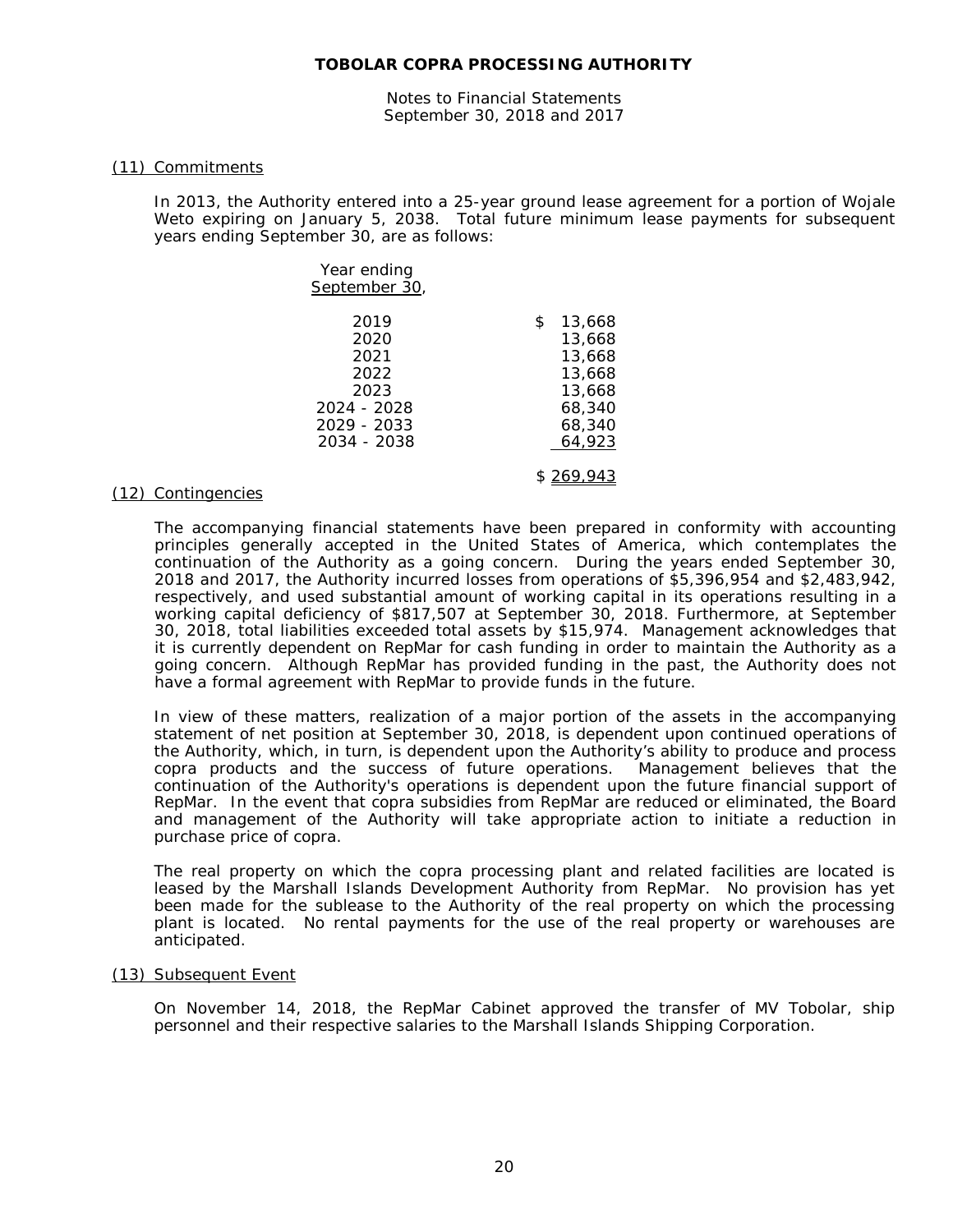# TOBOLAR COPRA PROCESSING AUTHORITY

Notes to Financial Statements
September 30, 2018 and 2017

## (11) Commitments

In 2013, the Authority entered into a 25-year ground lease agreement for a portion of Wojale Weto expiring on January 5, 2038. Total future minimum lease payments for subsequent years ending September 30, are as follows:

| Year ending September 30, | |
|---|---|
| 2019 | $ 13,668 |
| 2020 | 13,668 |
| 2021 | 13,668 |
| 2022 | 13,668 |
| 2023 | 13,668 |
| 2024 - 2028 | 68,340 |
| 2029 - 2033 | 68,340 |
| 2034 - 2038 | 64,923 |
| | $ 269,943 |

## (12) Contingencies

The accompanying financial statements have been prepared in conformity with accounting principles generally accepted in the United States of America, which contemplates the continuation of the Authority as a going concern. During the years ended September 30, 2018 and 2017, the Authority incurred losses from operations of $5,396,954 and $2,483,942, respectively, and used substantial amount of working capital in its operations resulting in a working capital deficiency of $817,507 at September 30, 2018. Furthermore, at September 30, 2018, total liabilities exceeded total assets by $15,974. Management acknowledges that it is currently dependent on RepMar for cash funding in order to maintain the Authority as a going concern. Although RepMar has provided funding in the past, the Authority does not have a formal agreement with RepMar to provide funds in the future.

In view of these matters, realization of a major portion of the assets in the accompanying statement of net position at September 30, 2018, is dependent upon continued operations of the Authority, which, in turn, is dependent upon the Authority's ability to produce and process copra products and the success of future operations. Management believes that the continuation of the Authority's operations is dependent upon the future financial support of RepMar. In the event that copra subsidies from RepMar are reduced or eliminated, the Board and management of the Authority will take appropriate action to initiate a reduction in purchase price of copra.

The real property on which the copra processing plant and related facilities are located is leased by the Marshall Islands Development Authority from RepMar. No provision has yet been made for the sublease to the Authority of the real property on which the processing plant is located. No rental payments for the use of the real property or warehouses are anticipated.

## (13) Subsequent Event

On November 14, 2018, the RepMar Cabinet approved the transfer of MV Tobolar, ship personnel and their respective salaries to the Marshall Islands Shipping Corporation.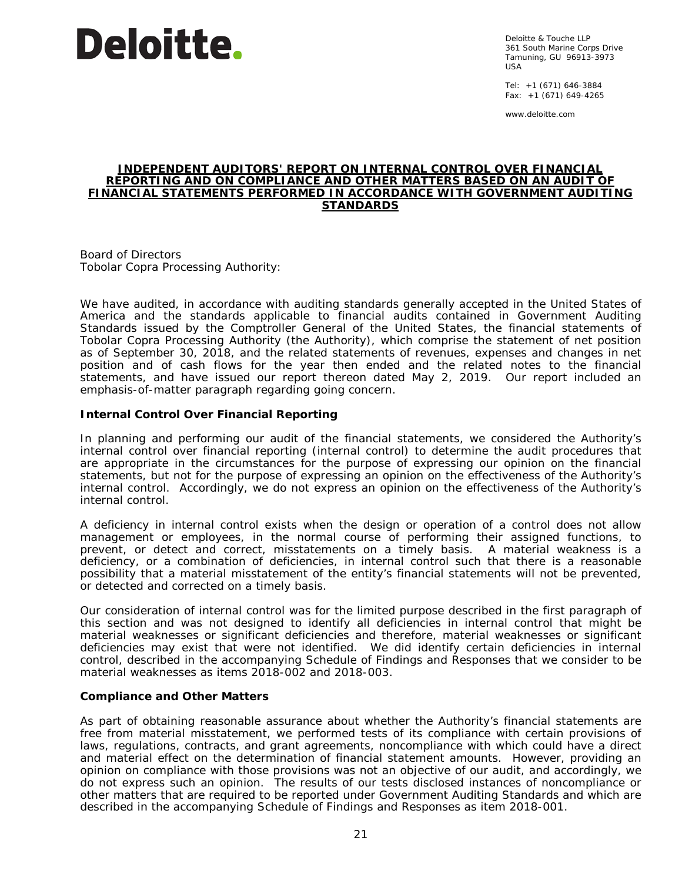**Deloitte.**

Deloitte & Touche LLP
361 South Marine Corps Drive
Tamuning, GU 96913-3973
USA

Tel: +1 (671) 646-3884
Fax: +1 (671) 649-4265

www.deloitte.com

# INDEPENDENT AUDITORS' REPORT ON INTERNAL CONTROL OVER FINANCIAL REPORTING AND ON COMPLIANCE AND OTHER MATTERS BASED ON AN AUDIT OF FINANCIAL STATEMENTS PERFORMED IN ACCORDANCE WITH GOVERNMENT AUDITING STANDARDS

Board of Directors
Tobolar Copra Processing Authority:

We have audited, in accordance with auditing standards generally accepted in the United States of America and the standards applicable to financial audits contained in Government Auditing Standards issued by the Comptroller General of the United States, the financial statements of Tobolar Copra Processing Authority (the Authority), which comprise the statement of net position as of September 30, 2018, and the related statements of revenues, expenses and changes in net position and of cash flows for the year then ended and the related notes to the financial statements, and have issued our report thereon dated May 2, 2019. Our report included an emphasis-of-matter paragraph regarding going concern.

## Internal Control Over Financial Reporting

In planning and performing our audit of the financial statements, we considered the Authority's internal control over financial reporting (internal control) to determine the audit procedures that are appropriate in the circumstances for the purpose of expressing our opinion on the financial statements, but not for the purpose of expressing an opinion on the effectiveness of the Authority's internal control. Accordingly, we do not express an opinion on the effectiveness of the Authority's internal control.

A deficiency in internal control exists when the design or operation of a control does not allow management or employees, in the normal course of performing their assigned functions, to prevent, or detect and correct, misstatements on a timely basis. A material weakness is a deficiency, or a combination of deficiencies, in internal control such that there is a reasonable possibility that a material misstatement of the entity's financial statements will not be prevented, or detected and corrected on a timely basis.

Our consideration of internal control was for the limited purpose described in the first paragraph of this section and was not designed to identify all deficiencies in internal control that might be material weaknesses or significant deficiencies and therefore, material weaknesses or significant deficiencies may exist that were not identified. We did identify certain deficiencies in internal control, described in the accompanying Schedule of Findings and Responses that we consider to be material weaknesses as items 2018-002 and 2018-003.

## Compliance and Other Matters

As part of obtaining reasonable assurance about whether the Authority's financial statements are free from material misstatement, we performed tests of its compliance with certain provisions of laws, regulations, contracts, and grant agreements, noncompliance with which could have a direct and material effect on the determination of financial statement amounts. However, providing an opinion on compliance with those provisions was not an objective of our audit, and accordingly, we do not express such an opinion. The results of our tests disclosed instances of noncompliance or other matters that are required to be reported under Government Auditing Standards and which are described in the accompanying Schedule of Findings and Responses as item 2018-001.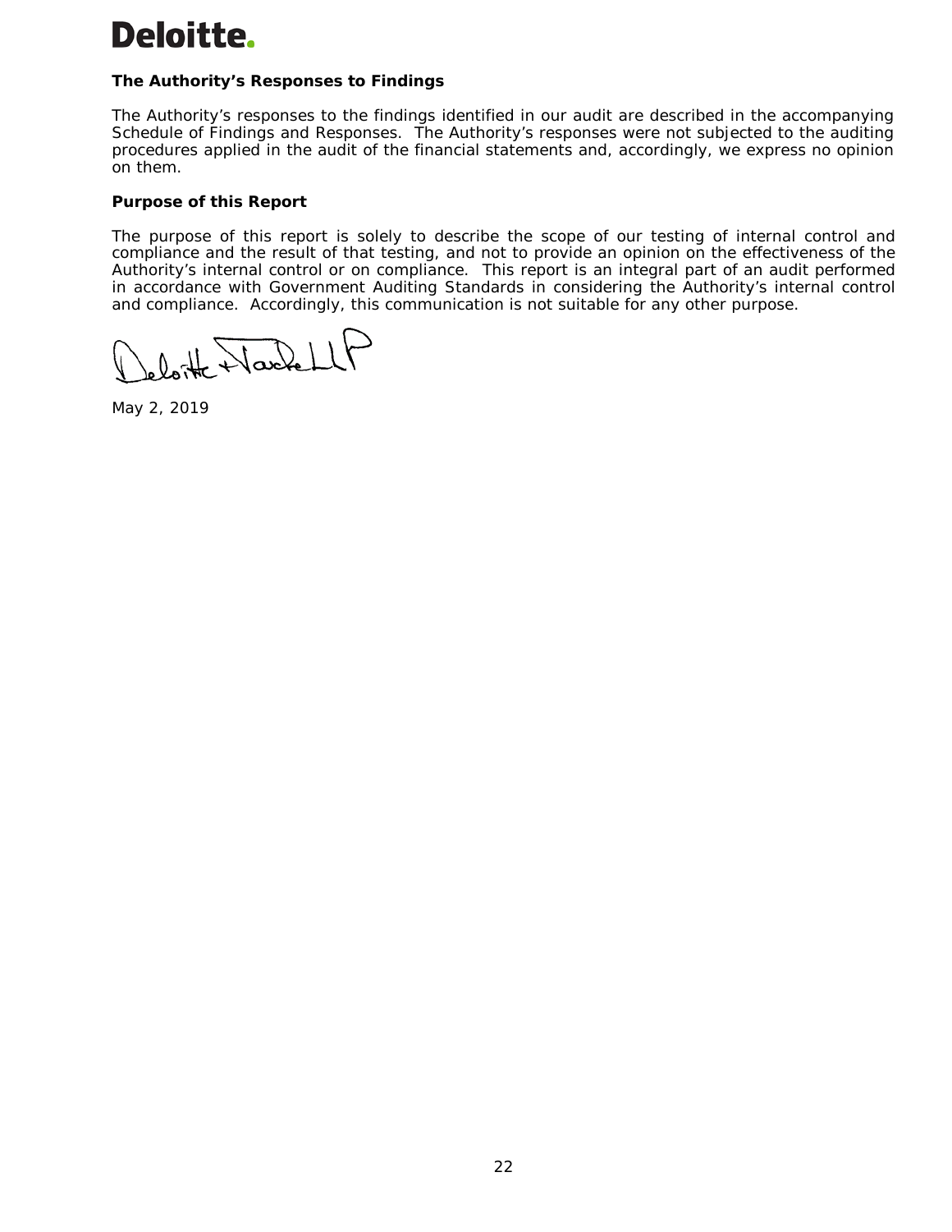**The Authority's Responses to Findings**

The Authority's responses to the findings identified in our audit are described in the accompanying Schedule of Findings and Responses. The Authority's responses were not subjected to the auditing procedures applied in the audit of the financial statements and, accordingly, we express no opinion on them.

**Purpose of this Report**

The purpose of this report is solely to describe the scope of our testing of internal control and compliance and the result of that testing, and not to provide an opinion on the effectiveness of the Authority's internal control or on compliance. This report is an integral part of an audit performed in accordance with Government Auditing Standards in considering the Authority's internal control and compliance. Accordingly, this communication is not suitable for any other purpose.

Deloitte & Touche LLP

May 2, 2019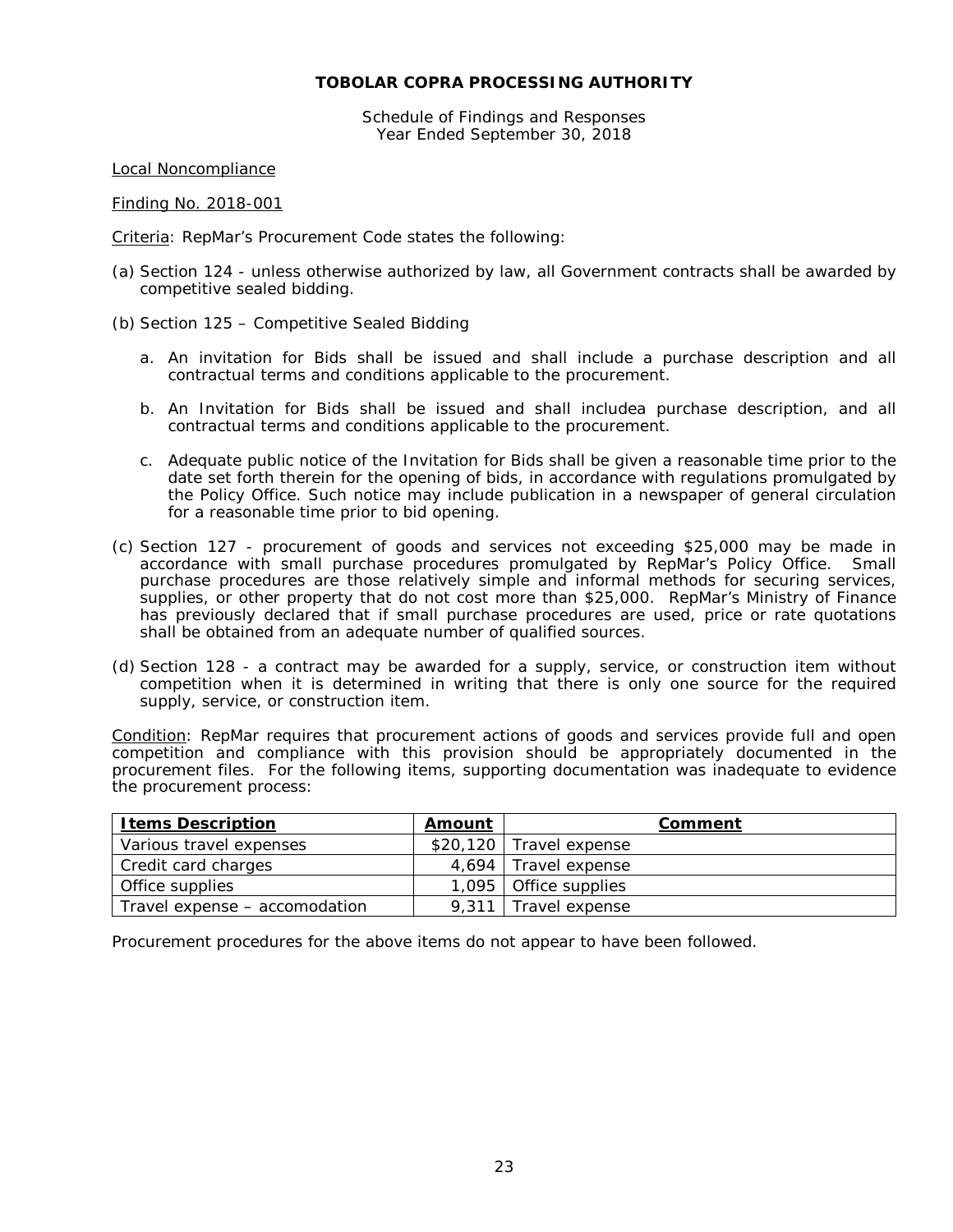**TOBOLAR COPRA PROCESSING AUTHORITY**

Schedule of Findings and Responses
Year Ended September 30, 2018

Local Noncompliance

Finding No. 2018-001

Criteria: RepMar's Procurement Code states the following:

(a) Section 124 - unless otherwise authorized by law, all Government contracts shall be awarded by competitive sealed bidding.

(b) Section 125 – Competitive Sealed Bidding

   a. An invitation for Bids shall be issued and shall include a purchase description and all contractual terms and conditions applicable to the procurement.

   b. An Invitation for Bids shall be issued and shall includea purchase description, and all contractual terms and conditions applicable to the procurement.

   c. Adequate public notice of the Invitation for Bids shall be given a reasonable time prior to the date set forth therein for the opening of bids, in accordance with regulations promulgated by the Policy Office. Such notice may include publication in a newspaper of general circulation for a reasonable time prior to bid opening.

(c) Section 127 - procurement of goods and services not exceeding $25,000 may be made in accordance with small purchase procedures promulgated by RepMar's Policy Office. Small purchase procedures are those relatively simple and informal methods for securing services, supplies, or other property that do not cost more than $25,000. RepMar's Ministry of Finance has previously declared that if small purchase procedures are used, price or rate quotations shall be obtained from an adequate number of qualified sources.

(d) Section 128 - a contract may be awarded for a supply, service, or construction item without competition when it is determined in writing that there is only one source for the required supply, service, or construction item.

Condition: RepMar requires that procurement actions of goods and services provide full and open competition and compliance with this provision should be appropriately documented in the procurement files. For the following items, supporting documentation was inadequate to evidence the procurement process:

| Items Description | Amount | Comment |
|---|---|---|
| Various travel expenses | $20,120 | Travel expense |
| Credit card charges | 4,694 | Travel expense |
| Office supplies | 1,095 | Office supplies |
| Travel expense – accomodation | 9,311 | Travel expense |

Procurement procedures for the above items do not appear to have been followed.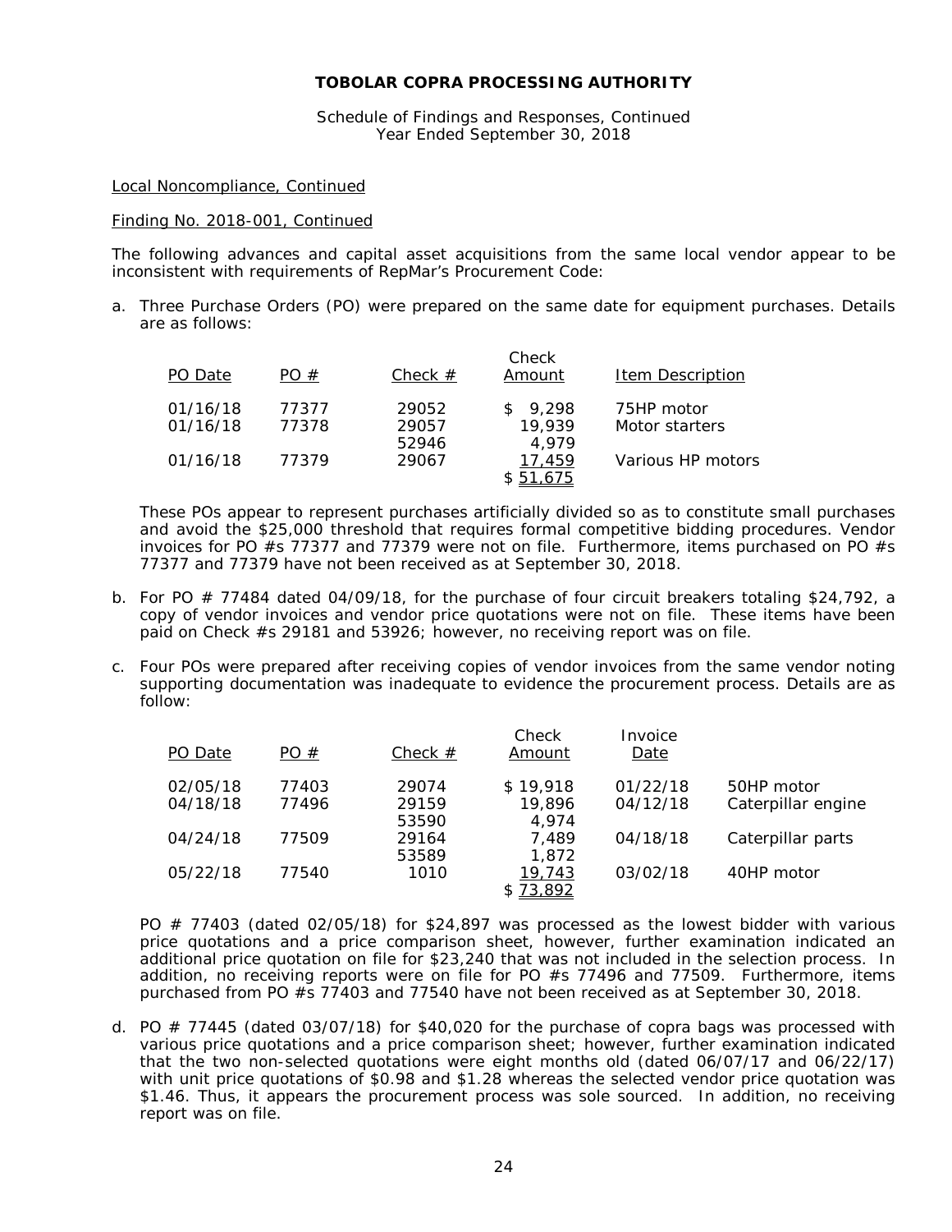**TOBOLAR COPRA PROCESSING AUTHORITY**

Schedule of Findings and Responses, Continued
Year Ended September 30, 2018

Local Noncompliance, Continued

Finding No. 2018-001, Continued

The following advances and capital asset acquisitions from the same local vendor appear to be inconsistent with requirements of RepMar's Procurement Code:

a. Three Purchase Orders (PO) were prepared on the same date for equipment purchases. Details are as follows:

| PO Date | PO # | Check # | Check Amount | Item Description |
|---|---|---|---|---|
| 01/16/18 | 77377 | 29052 | $ 9,298 | 75HP motor |
| 01/16/18 | 77378 | 29057 | 19,939 | Motor starters |
| | | 52946 | 4,979 | |
| 01/16/18 | 77379 | 29067 | 17,459 | Various HP motors |
| | | | $ 51,675 | |

These POs appear to represent purchases artificially divided so as to constitute small purchases and avoid the $25,000 threshold that requires formal competitive bidding procedures. Vendor invoices for PO #s 77377 and 77379 were not on file. Furthermore, items purchased on PO #s 77377 and 77379 have not been received as at September 30, 2018.

b. For PO # 77484 dated 04/09/18, for the purchase of four circuit breakers totaling $24,792, a copy of vendor invoices and vendor price quotations were not on file. These items have been paid on Check #s 29181 and 53926; however, no receiving report was on file.

c. Four POs were prepared after receiving copies of vendor invoices from the same vendor noting supporting documentation was inadequate to evidence the procurement process. Details are as follow:

| PO Date | PO # | Check # | Check Amount | Invoice Date | |
|---|---|---|---|---|---|
| 02/05/18 | 77403 | 29074 | $ 19,918 | 01/22/18 | 50HP motor |
| 04/18/18 | 77496 | 29159 | 19,896 | 04/12/18 | Caterpillar engine |
| | | 53590 | 4,974 | | |
| 04/24/18 | 77509 | 29164 | 7,489 | 04/18/18 | Caterpillar parts |
| | | 53589 | 1,872 | | |
| 05/22/18 | 77540 | 1010 | 19,743 | 03/02/18 | 40HP motor |
| | | | $ 73,892 | | |

PO # 77403 (dated 02/05/18) for $24,897 was processed as the lowest bidder with various price quotations and a price comparison sheet, however, further examination indicated an additional price quotation on file for $23,240 that was not included in the selection process. In addition, no receiving reports were on file for PO #s 77496 and 77509. Furthermore, items purchased from PO #s 77403 and 77540 have not been received as at September 30, 2018.

d. PO # 77445 (dated 03/07/18) for $40,020 for the purchase of copra bags was processed with various price quotations and a price comparison sheet; however, further examination indicated that the two non-selected quotations were eight months old (dated 06/07/17 and 06/22/17) with unit price quotations of $0.98 and $1.28 whereas the selected vendor price quotation was $1.46. Thus, it appears the procurement process was sole sourced. In addition, no receiving report was on file.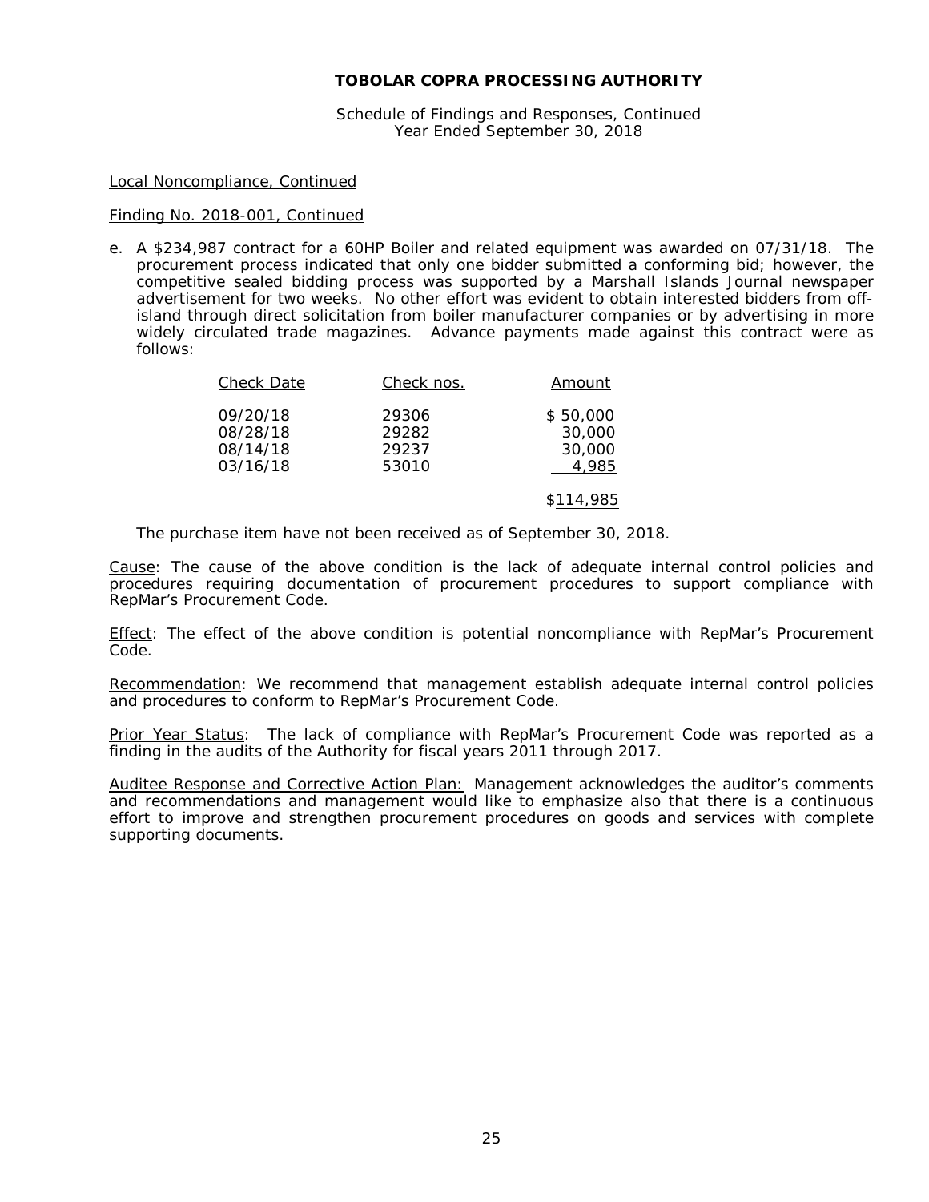**TOBOLAR COPRA PROCESSING AUTHORITY**

Schedule of Findings and Responses, Continued
Year Ended September 30, 2018

Local Noncompliance, Continued

Finding No. 2018-001, Continued

e. A $234,987 contract for a 60HP Boiler and related equipment was awarded on 07/31/18. The procurement process indicated that only one bidder submitted a conforming bid; however, the competitive sealed bidding process was supported by a Marshall Islands Journal newspaper advertisement for two weeks. No other effort was evident to obtain interested bidders from off-island through direct solicitation from boiler manufacturer companies or by advertising in more widely circulated trade magazines. Advance payments made against this contract were as follows:

| Check Date | Check nos. | Amount |
|---|---|---|
| 09/20/18 | 29306 | $ 50,000 |
| 08/28/18 | 29282 | 30,000 |
| 08/14/18 | 29237 | 30,000 |
| 03/16/18 | 53010 | 4,985 |
| | | $114,985 |

The purchase item have not been received as of September 30, 2018.

Cause: The cause of the above condition is the lack of adequate internal control policies and procedures requiring documentation of procurement procedures to support compliance with RepMar's Procurement Code.

Effect: The effect of the above condition is potential noncompliance with RepMar's Procurement Code.

Recommendation: We recommend that management establish adequate internal control policies and procedures to conform to RepMar's Procurement Code.

Prior Year Status: The lack of compliance with RepMar's Procurement Code was reported as a finding in the audits of the Authority for fiscal years 2011 through 2017.

Auditee Response and Corrective Action Plan: Management acknowledges the auditor's comments and recommendations and management would like to emphasize also that there is a continuous effort to improve and strengthen procurement procedures on goods and services with complete supporting documents.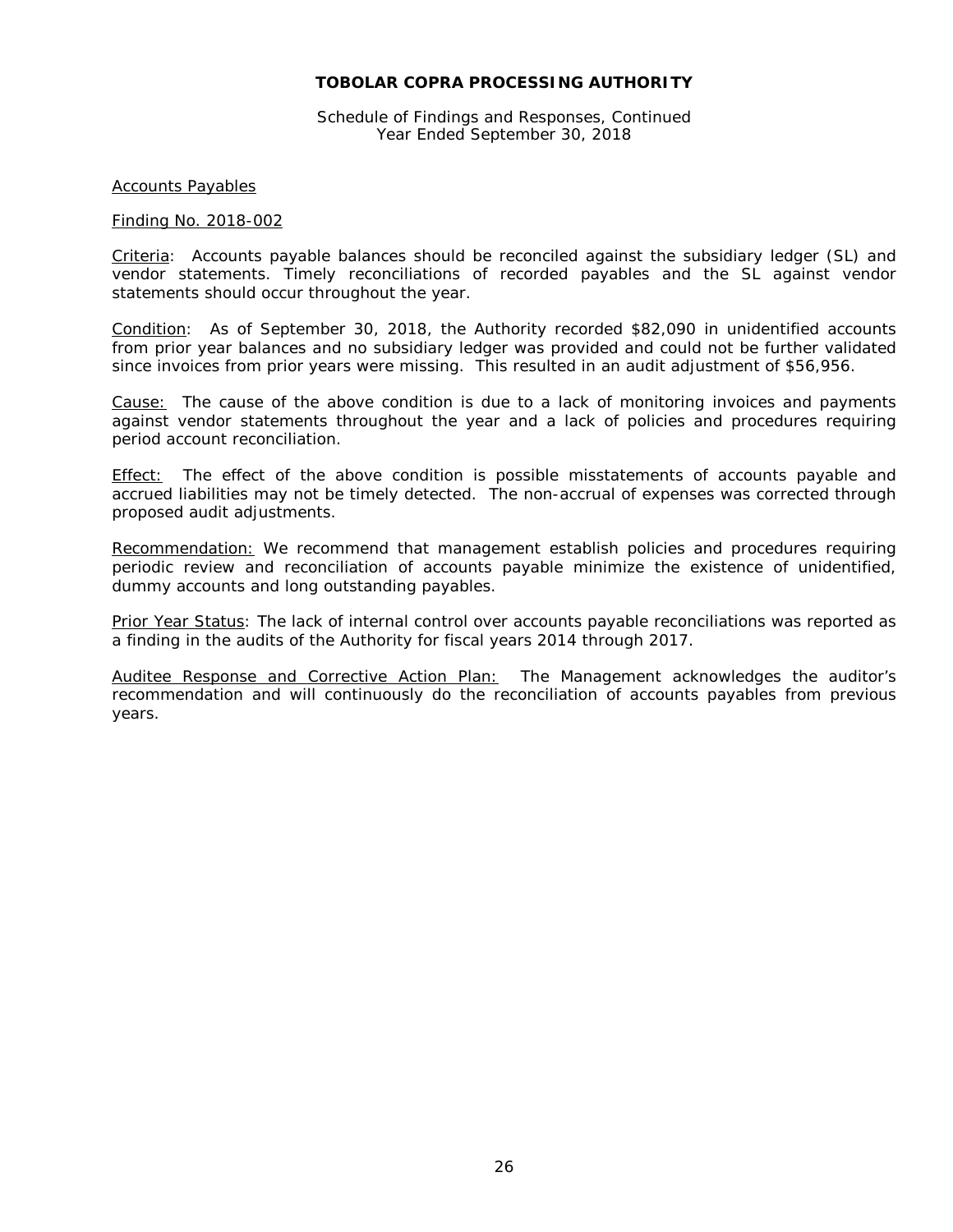**TOBOLAR COPRA PROCESSING AUTHORITY**

Schedule of Findings and Responses, Continued
Year Ended September 30, 2018

Accounts Payables

Finding No. 2018-002

Criteria: Accounts payable balances should be reconciled against the subsidiary ledger (SL) and vendor statements. Timely reconciliations of recorded payables and the SL against vendor statements should occur throughout the year.

Condition: As of September 30, 2018, the Authority recorded $82,090 in unidentified accounts from prior year balances and no subsidiary ledger was provided and could not be further validated since invoices from prior years were missing. This resulted in an audit adjustment of $56,956.

Cause: The cause of the above condition is due to a lack of monitoring invoices and payments against vendor statements throughout the year and a lack of policies and procedures requiring period account reconciliation.

Effect: The effect of the above condition is possible misstatements of accounts payable and accrued liabilities may not be timely detected. The non-accrual of expenses was corrected through proposed audit adjustments.

Recommendation: We recommend that management establish policies and procedures requiring periodic review and reconciliation of accounts payable minimize the existence of unidentified, dummy accounts and long outstanding payables.

Prior Year Status: The lack of internal control over accounts payable reconciliations was reported as a finding in the audits of the Authority for fiscal years 2014 through 2017.

Auditee Response and Corrective Action Plan: The Management acknowledges the auditor's recommendation and will continuously do the reconciliation of accounts payables from previous years.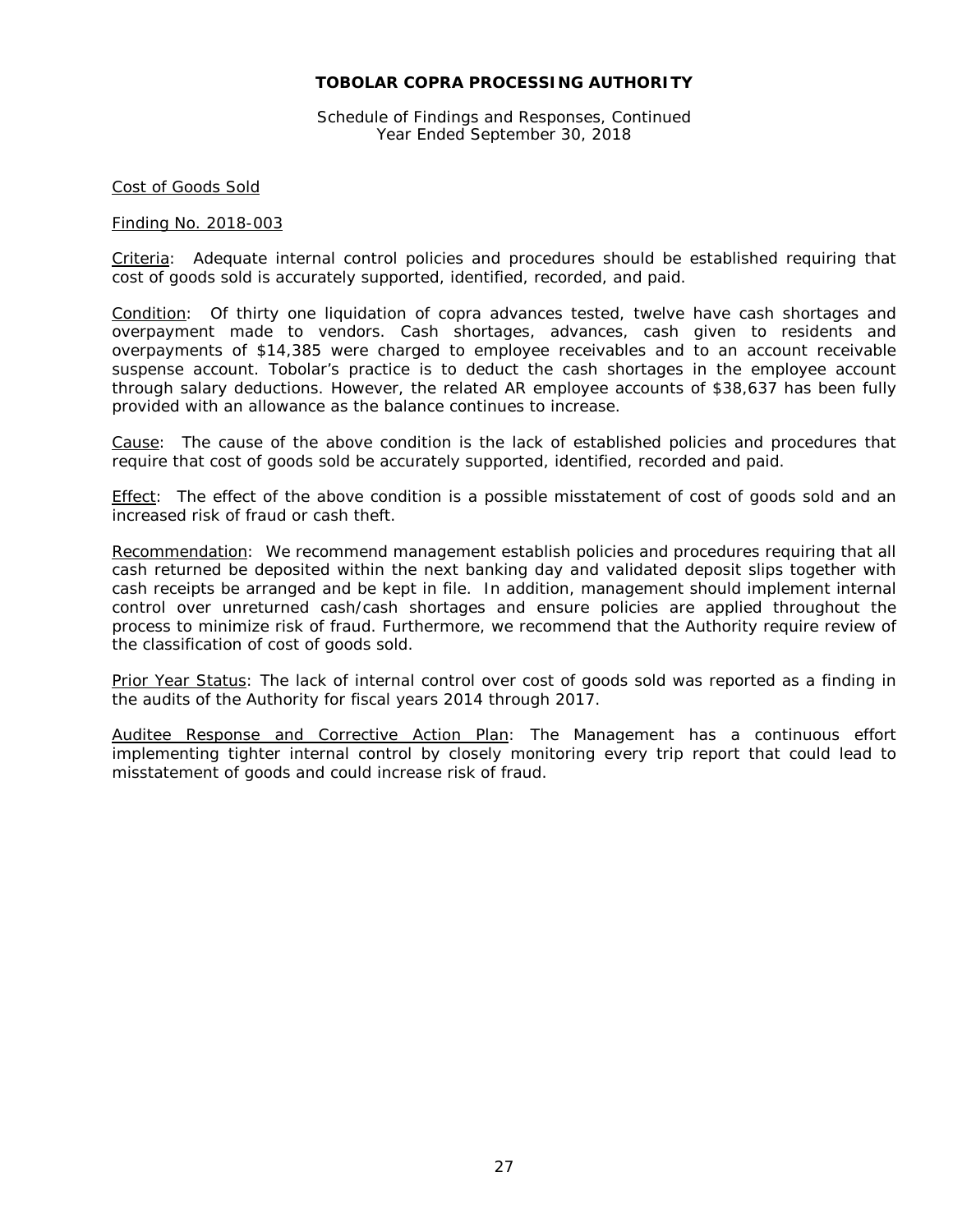**TOBOLAR COPRA PROCESSING AUTHORITY**

Schedule of Findings and Responses, Continued
Year Ended September 30, 2018

Cost of Goods Sold

Finding No. 2018-003

Criteria: Adequate internal control policies and procedures should be established requiring that cost of goods sold is accurately supported, identified, recorded, and paid.

Condition: Of thirty one liquidation of copra advances tested, twelve have cash shortages and overpayment made to vendors. Cash shortages, advances, cash given to residents and overpayments of $14,385 were charged to employee receivables and to an account receivable suspense account. Tobolar's practice is to deduct the cash shortages in the employee account through salary deductions. However, the related AR employee accounts of $38,637 has been fully provided with an allowance as the balance continues to increase.

Cause: The cause of the above condition is the lack of established policies and procedures that require that cost of goods sold be accurately supported, identified, recorded and paid.

Effect: The effect of the above condition is a possible misstatement of cost of goods sold and an increased risk of fraud or cash theft.

Recommendation: We recommend management establish policies and procedures requiring that all cash returned be deposited within the next banking day and validated deposit slips together with cash receipts be arranged and be kept in file. In addition, management should implement internal control over unreturned cash/cash shortages and ensure policies are applied throughout the process to minimize risk of fraud. Furthermore, we recommend that the Authority require review of the classification of cost of goods sold.

Prior Year Status: The lack of internal control over cost of goods sold was reported as a finding in the audits of the Authority for fiscal years 2014 through 2017.

Auditee Response and Corrective Action Plan: The Management has a continuous effort implementing tighter internal control by closely monitoring every trip report that could lead to misstatement of goods and could increase risk of fraud.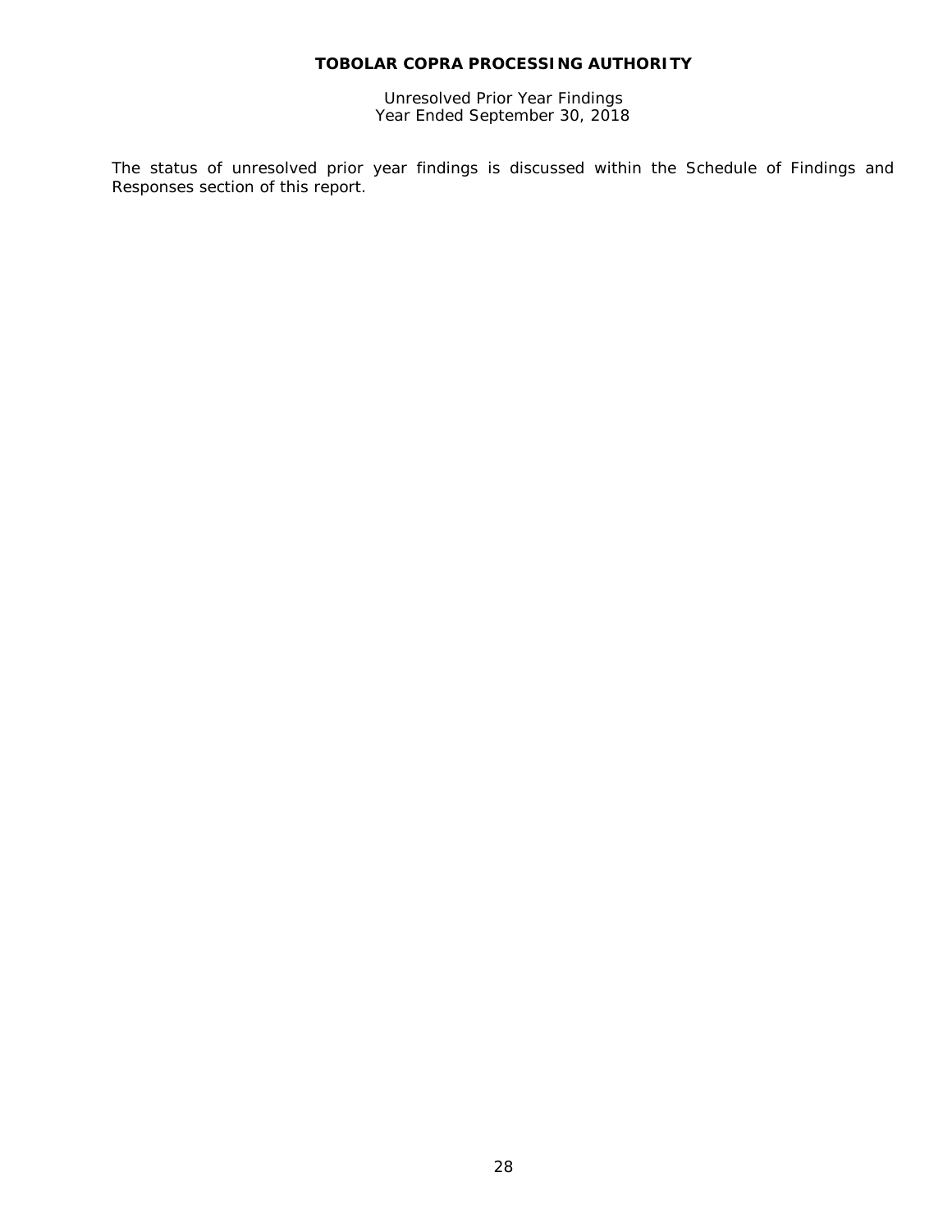# TOBOLAR COPRA PROCESSING AUTHORITY

Unresolved Prior Year Findings
Year Ended September 30, 2018

The status of unresolved prior year findings is discussed within the Schedule of Findings and Responses section of this report.